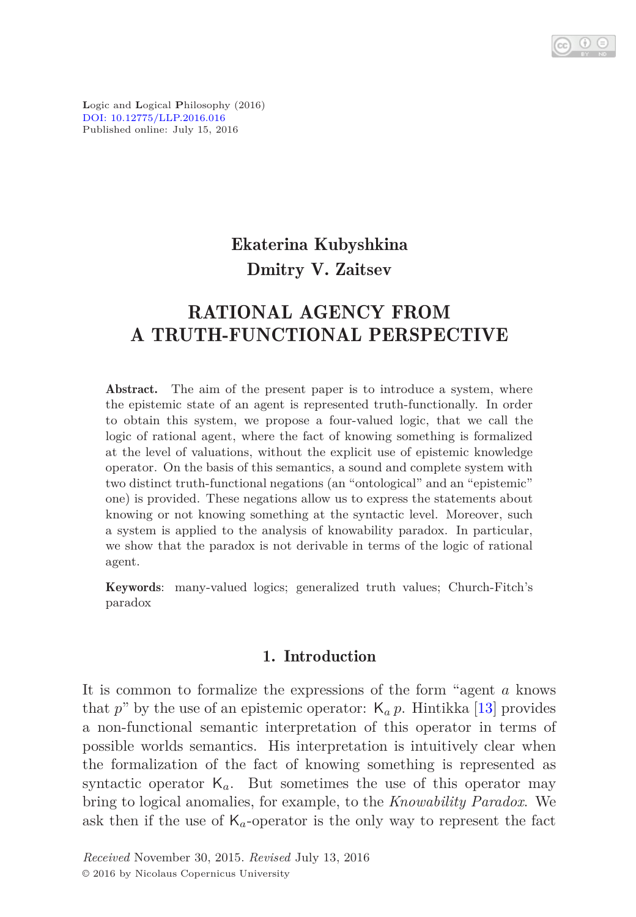Logic and Logical Philosophy (2016)
DOI: 10.12775/LLP.2016.016
Published online: July 15, 2016

**Ekaterina Kubyshkina**
**Dmitry V. Zaitsev**

# RATIONAL AGENCY FROM A TRUTH-FUNCTIONAL PERSPECTIVE

**Abstract.** The aim of the present paper is to introduce a system, where the epistemic state of an agent is represented truth-functionally. In order to obtain this system, we propose a four-valued logic, that we call the logic of rational agent, where the fact of knowing something is formalized at the level of valuations, without the explicit use of epistemic knowledge operator. On the basis of this semantics, a sound and complete system with two distinct truth-functional negations (an "ontological" and an "epistemic" one) is provided. These negations allow us to express the statements about knowing or not knowing something at the syntactic level. Moreover, such a system is applied to the analysis of knowability paradox. In particular, we show that the paradox is not derivable in terms of the logic of rational agent.

**Keywords**: many-valued logics; generalized truth values; Church-Fitch's paradox

## 1. Introduction

It is common to formalize the expressions of the form "agent $a$ knows that $p$" by the use of an epistemic operator: $\mathsf{K}_a\, p$. Hintikka [13] provides a non-functional semantic interpretation of this operator in terms of possible worlds semantics. His interpretation is intuitively clear when the formalization of the fact of knowing something is represented as syntactic operator $\mathsf{K}_a$. But sometimes the use of this operator may bring to logical anomalies, for example, to the *Knowability Paradox*. We ask then if the use of $\mathsf{K}_a$-operator is the only way to represent the fact

*Received* November 30, 2015. *Revised* July 13, 2016
© 2016 by Nicolaus Copernicus University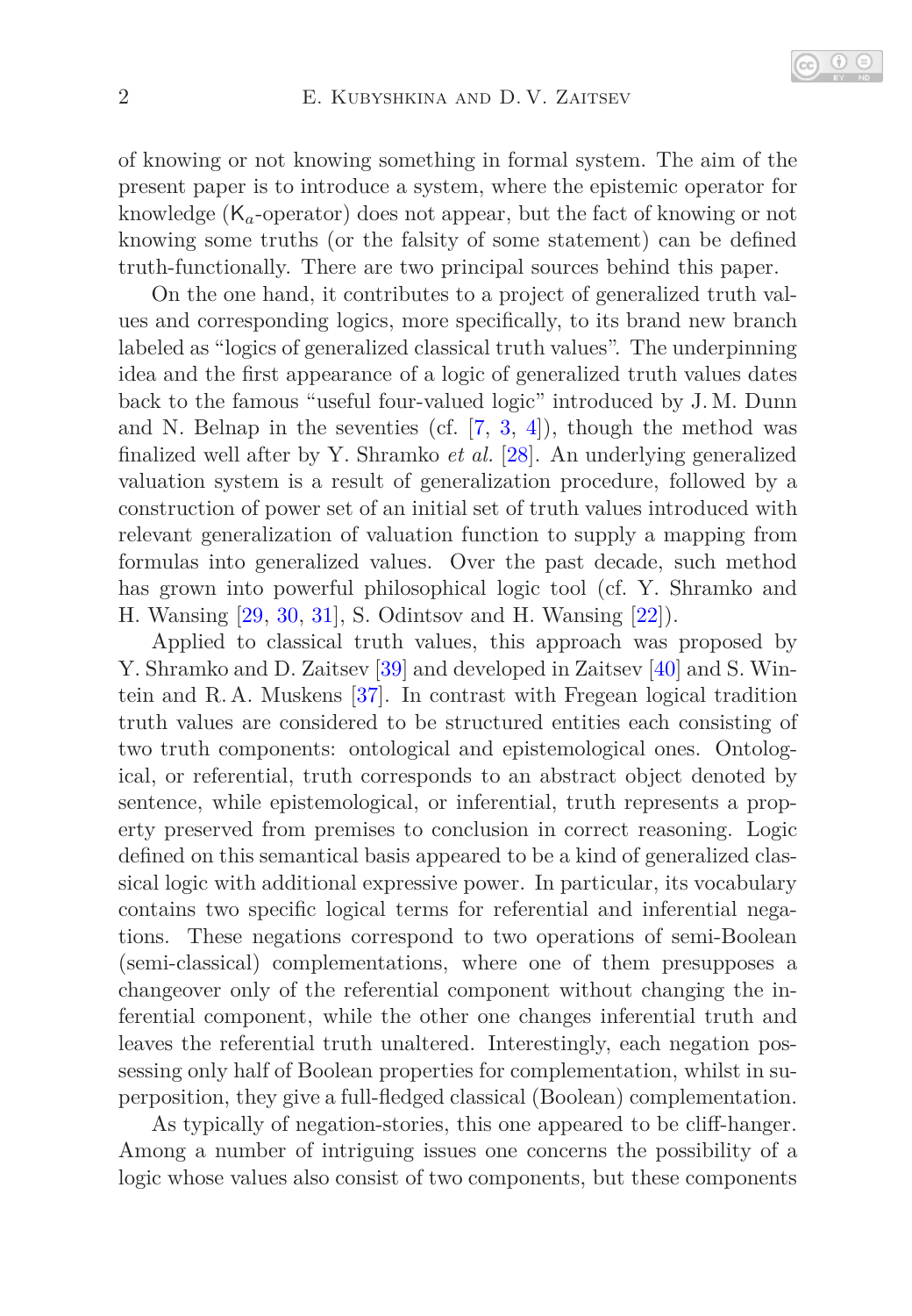of knowing or not knowing something in formal system. The aim of the present paper is to introduce a system, where the epistemic operator for knowledge ($\mathsf{K}_a$-operator) does not appear, but the fact of knowing or not knowing some truths (or the falsity of some statement) can be defined truth-functionally. There are two principal sources behind this paper.

On the one hand, it contributes to a project of generalized truth values and corresponding logics, more specifically, to its brand new branch labeled as "logics of generalized classical truth values". The underpinning idea and the first appearance of a logic of generalized truth values dates back to the famous "useful four-valued logic" introduced by J. M. Dunn and N. Belnap in the seventies (cf. [7, 3, 4]), though the method was finalized well after by Y. Shramko *et al.* [28]. An underlying generalized valuation system is a result of generalization procedure, followed by a construction of power set of an initial set of truth values introduced with relevant generalization of valuation function to supply a mapping from formulas into generalized values. Over the past decade, such method has grown into powerful philosophical logic tool (cf. Y. Shramko and H. Wansing [29, 30, 31], S. Odintsov and H. Wansing [22]).

Applied to classical truth values, this approach was proposed by Y. Shramko and D. Zaitsev [39] and developed in Zaitsev [40] and S. Wintein and R. A. Muskens [37]. In contrast with Fregean logical tradition truth values are considered to be structured entities each consisting of two truth components: ontological and epistemological ones. Ontological, or referential, truth corresponds to an abstract object denoted by sentence, while epistemological, or inferential, truth represents a property preserved from premises to conclusion in correct reasoning. Logic defined on this semantical basis appeared to be a kind of generalized classical logic with additional expressive power. In particular, its vocabulary contains two specific logical terms for referential and inferential negations. These negations correspond to two operations of semi-Boolean (semi-classical) complementations, where one of them presupposes a changeover only of the referential component without changing the inferential component, while the other one changes inferential truth and leaves the referential truth unaltered. Interestingly, each negation possessing only half of Boolean properties for complementation, whilst in superposition, they give a full-fledged classical (Boolean) complementation.

As typically of negation-stories, this one appeared to be cliff-hanger. Among a number of intriguing issues one concerns the possibility of a logic whose values also consist of two components, but these components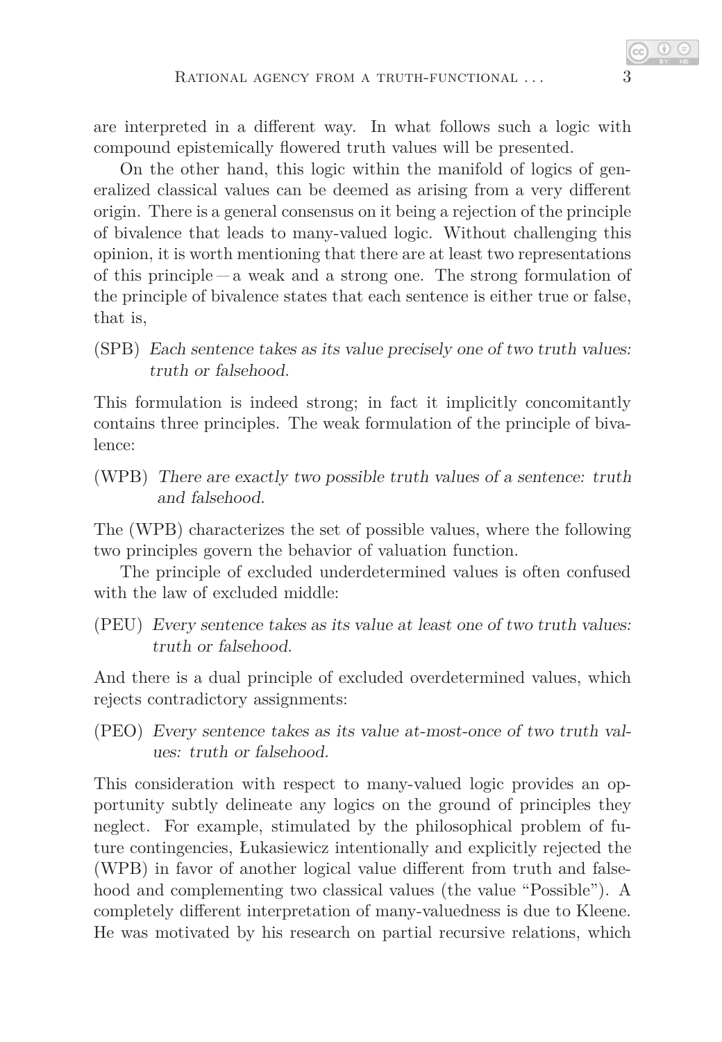are interpreted in a different way. In what follows such a logic with compound epistemically flowered truth values will be presented.

On the other hand, this logic within the manifold of logics of generalized classical values can be deemed as arising from a very different origin. There is a general consensus on it being a rejection of the principle of bivalence that leads to many-valued logic. Without challenging this opinion, it is worth mentioning that there are at least two representations of this principle — a weak and a strong one. The strong formulation of the principle of bivalence states that each sentence is either true or false, that is,

(SPB) *Each sentence takes as its value precisely one of two truth values: truth or falsehood.*

This formulation is indeed strong; in fact it implicitly concomitantly contains three principles. The weak formulation of the principle of bivalence:

(WPB) *There are exactly two possible truth values of a sentence: truth and falsehood.*

The (WPB) characterizes the set of possible values, where the following two principles govern the behavior of valuation function.

The principle of excluded underdetermined values is often confused with the law of excluded middle:

(PEU) *Every sentence takes as its value at least one of two truth values: truth or falsehood.*

And there is a dual principle of excluded overdetermined values, which rejects contradictory assignments:

(PEO) *Every sentence takes as its value at-most-once of two truth values: truth or falsehood.*

This consideration with respect to many-valued logic provides an opportunity subtly delineate any logics on the ground of principles they neglect. For example, stimulated by the philosophical problem of future contingencies, Łukasiewicz intentionally and explicitly rejected the (WPB) in favor of another logical value different from truth and falsehood and complementing two classical values (the value "Possible"). A completely different interpretation of many-valuedness is due to Kleene. He was motivated by his research on partial recursive relations, which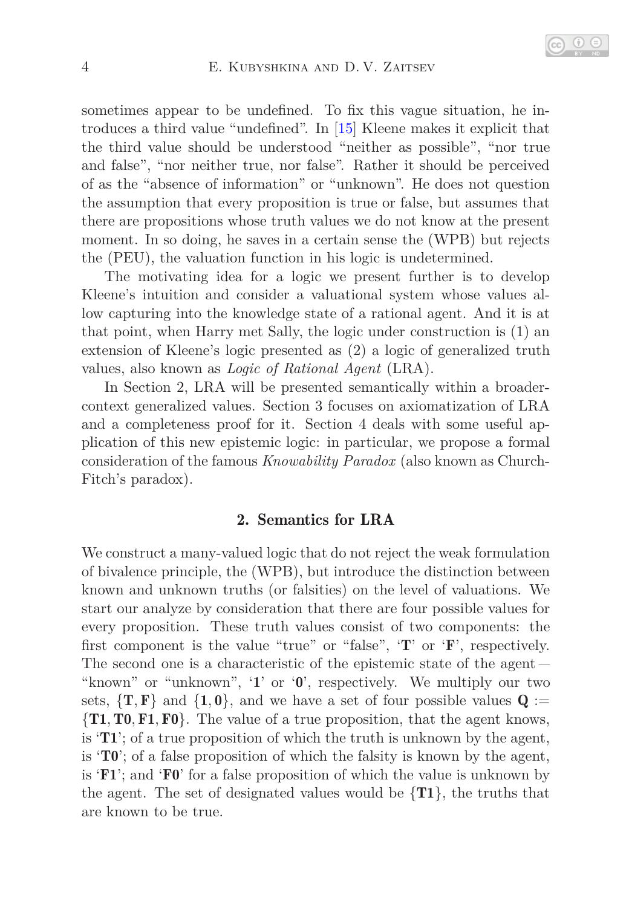sometimes appear to be undefined. To fix this vague situation, he introduces a third value "undefined". In [15] Kleene makes it explicit that the third value should be understood "neither as possible", "nor true and false", "nor neither true, nor false". Rather it should be perceived of as the "absence of information" or "unknown". He does not question the assumption that every proposition is true or false, but assumes that there are propositions whose truth values we do not know at the present moment. In so doing, he saves in a certain sense the (WPB) but rejects the (PEU), the valuation function in his logic is undetermined.

The motivating idea for a logic we present further is to develop Kleene's intuition and consider a valuational system whose values allow capturing into the knowledge state of a rational agent. And it is at that point, when Harry met Sally, the logic under construction is (1) an extension of Kleene's logic presented as (2) a logic of generalized truth values, also known as *Logic of Rational Agent* (LRA).

In Section 2, LRA will be presented semantically within a broader-context generalized values. Section 3 focuses on axiomatization of LRA and a completeness proof for it. Section 4 deals with some useful application of this new epistemic logic: in particular, we propose a formal consideration of the famous *Knowability Paradox* (also known as Church-Fitch's paradox).

## 2. Semantics for LRA

We construct a many-valued logic that do not reject the weak formulation of bivalence principle, the (WPB), but introduce the distinction between known and unknown truths (or falsities) on the level of valuations. We start our analyze by consideration that there are four possible values for every proposition. These truth values consist of two components: the first component is the value "true" or "false", '$\mathbf{T}$' or '$\mathbf{F}$', respectively. The second one is a characteristic of the epistemic state of the agent — "known" or "unknown", '$\mathbf{1}$' or '$\mathbf{0}$', respectively. We multiply our two sets, $\{\mathbf{T}, \mathbf{F}\}$ and $\{\mathbf{1}, \mathbf{0}\}$, and we have a set of four possible values $\mathbf{Q} := \{\mathbf{T1}, \mathbf{T0}, \mathbf{F1}, \mathbf{F0}\}$. The value of a true proposition, that the agent knows, is '$\mathbf{T1}$'; of a true proposition of which the truth is unknown by the agent, is '$\mathbf{T0}$'; of a false proposition of which the falsity is known by the agent, is '$\mathbf{F1}$'; and '$\mathbf{F0}$' for a false proposition of which the value is unknown by the agent. The set of designated values would be $\{\mathbf{T1}\}$, the truths that are known to be true.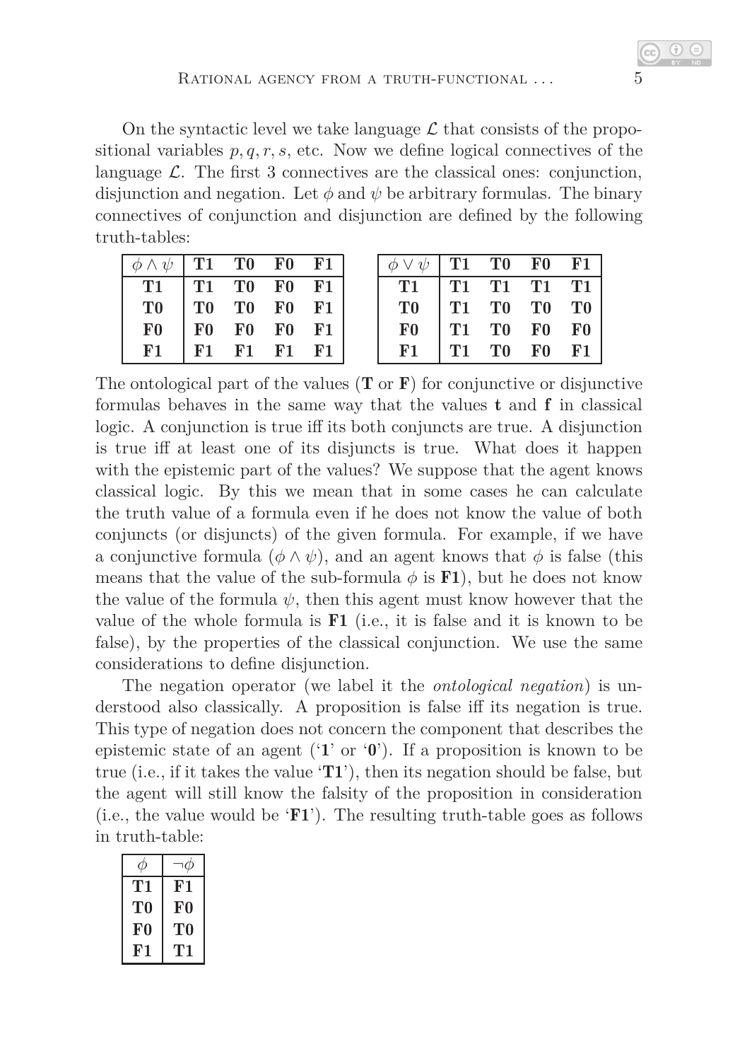On the syntactic level we take language $\mathcal{L}$ that consists of the propositional variables $p, q, r, s$, etc. Now we define logical connectives of the language $\mathcal{L}$. The first 3 connectives are the classical ones: conjunction, disjunction and negation. Let $\phi$ and $\psi$ be arbitrary formulas. The binary connectives of conjunction and disjunction are defined by the following truth-tables:

| $\phi \wedge \psi$ | **T1** | **T0** | **F0** | **F1** |
|---|---|---|---|---|
| **T1** | **T1** | **T0** | **F0** | **F1** |
| **T0** | **T0** | **T0** | **F0** | **F1** |
| **F0** | **F0** | **F0** | **F0** | **F1** |
| **F1** | **F1** | **F1** | **F1** | **F1** |

| $\phi \vee \psi$ | **T1** | **T0** | **F0** | **F1** |
|---|---|---|---|---|
| **T1** | **T1** | **T1** | **T1** | **T1** |
| **T0** | **T1** | **T0** | **T0** | **T0** |
| **F0** | **T1** | **T0** | **F0** | **F0** |
| **F1** | **T1** | **T0** | **F0** | **F1** |

The ontological part of the values (**T** or **F**) for conjunctive or disjunctive formulas behaves in the same way that the values **t** and **f** in classical logic. A conjunction is true iff its both conjuncts are true. A disjunction is true iff at least one of its disjuncts is true. What does it happen with the epistemic part of the values? We suppose that the agent knows classical logic. By this we mean that in some cases he can calculate the truth value of a formula even if he does not know the value of both conjuncts (or disjuncts) of the given formula. For example, if we have a conjunctive formula $(\phi \wedge \psi)$, and an agent knows that $\phi$ is false (this means that the value of the sub-formula $\phi$ is **F1**), but he does not know the value of the formula $\psi$, then this agent must know however that the value of the whole formula is **F1** (i.e., it is false and it is known to be false), by the properties of the classical conjunction. We use the same considerations to define disjunction.

The negation operator (we label it the *ontological negation*) is understood also classically. A proposition is false iff its negation is true. This type of negation does not concern the component that describes the epistemic state of an agent ('**1**' or '**0**'). If a proposition is known to be true (i.e., if it takes the value '**T1**'), then its negation should be false, but the agent will still know the falsity of the proposition in consideration (i.e., the value would be '**F1**'). The resulting truth-table goes as follows in truth-table:

| $\phi$ | $\neg\phi$ |
|---|---|
| **T1** | **F1** |
| **T0** | **F0** |
| **F0** | **T0** |
| **F1** | **T1** |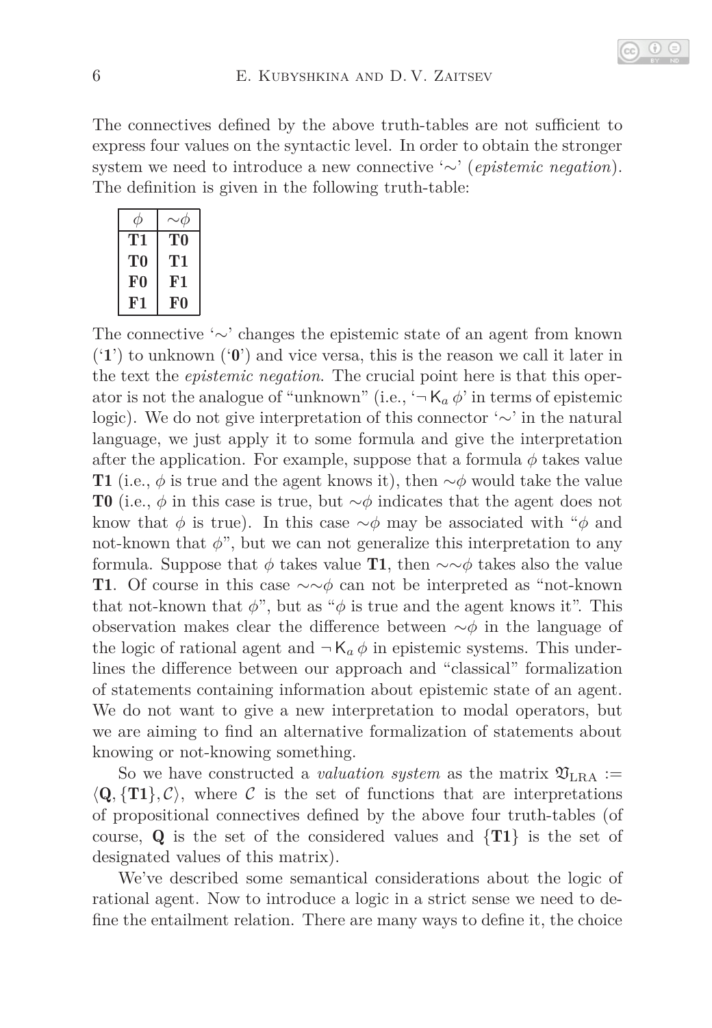The connectives defined by the above truth-tables are not sufficient to express four values on the syntactic level. In order to obtain the stronger system we need to introduce a new connective '$\sim$' (*epistemic negation*). The definition is given in the following truth-table:

| $\phi$ | $\sim\phi$ |
|---|---|
| **T1** | **T0** |
| **T0** | **T1** |
| **F0** | **F1** |
| **F1** | **F0** |

The connective '$\sim$' changes the epistemic state of an agent from known ('**1**') to unknown ('**0**') and vice versa, this is the reason we call it later in the text the *epistemic negation*. The crucial point here is that this operator is not the analogue of "unknown" (i.e., '$\neg\,\mathsf{K}_a\,\phi$' in terms of epistemic logic). We do not give interpretation of this connector '$\sim$' in the natural language, we just apply it to some formula and give the interpretation after the application. For example, suppose that a formula $\phi$ takes value **T1** (i.e., $\phi$ is true and the agent knows it), then $\sim\phi$ would take the value **T0** (i.e., $\phi$ in this case is true, but $\sim\phi$ indicates that the agent does not know that $\phi$ is true). In this case $\sim\phi$ may be associated with "$\phi$ and not-known that $\phi$", but we can not generalize this interpretation to any formula. Suppose that $\phi$ takes value **T1**, then $\sim\sim\phi$ takes also the value **T1**. Of course in this case $\sim\sim\phi$ can not be interpreted as "not-known that not-known that $\phi$", but as "$\phi$ is true and the agent knows it". This observation makes clear the difference between $\sim\phi$ in the language of the logic of rational agent and $\neg\,\mathsf{K}_a\,\phi$ in epistemic systems. This underlines the difference between our approach and "classical" formalization of statements containing information about epistemic state of an agent. We do not want to give a new interpretation to modal operators, but we are aiming to find an alternative formalization of statements about knowing or not-knowing something.

So we have constructed a *valuation system* as the matrix $\mathfrak{V}_{\mathrm{LRA}} := \langle \mathbf{Q}, \{\mathbf{T1}\}, \mathcal{C}\rangle$, where $\mathcal{C}$ is the set of functions that are interpretations of propositional connectives defined by the above four truth-tables (of course, $\mathbf{Q}$ is the set of the considered values and $\{\mathbf{T1}\}$ is the set of designated values of this matrix).

We've described some semantical considerations about the logic of rational agent. Now to introduce a logic in a strict sense we need to define the entailment relation. There are many ways to define it, the choice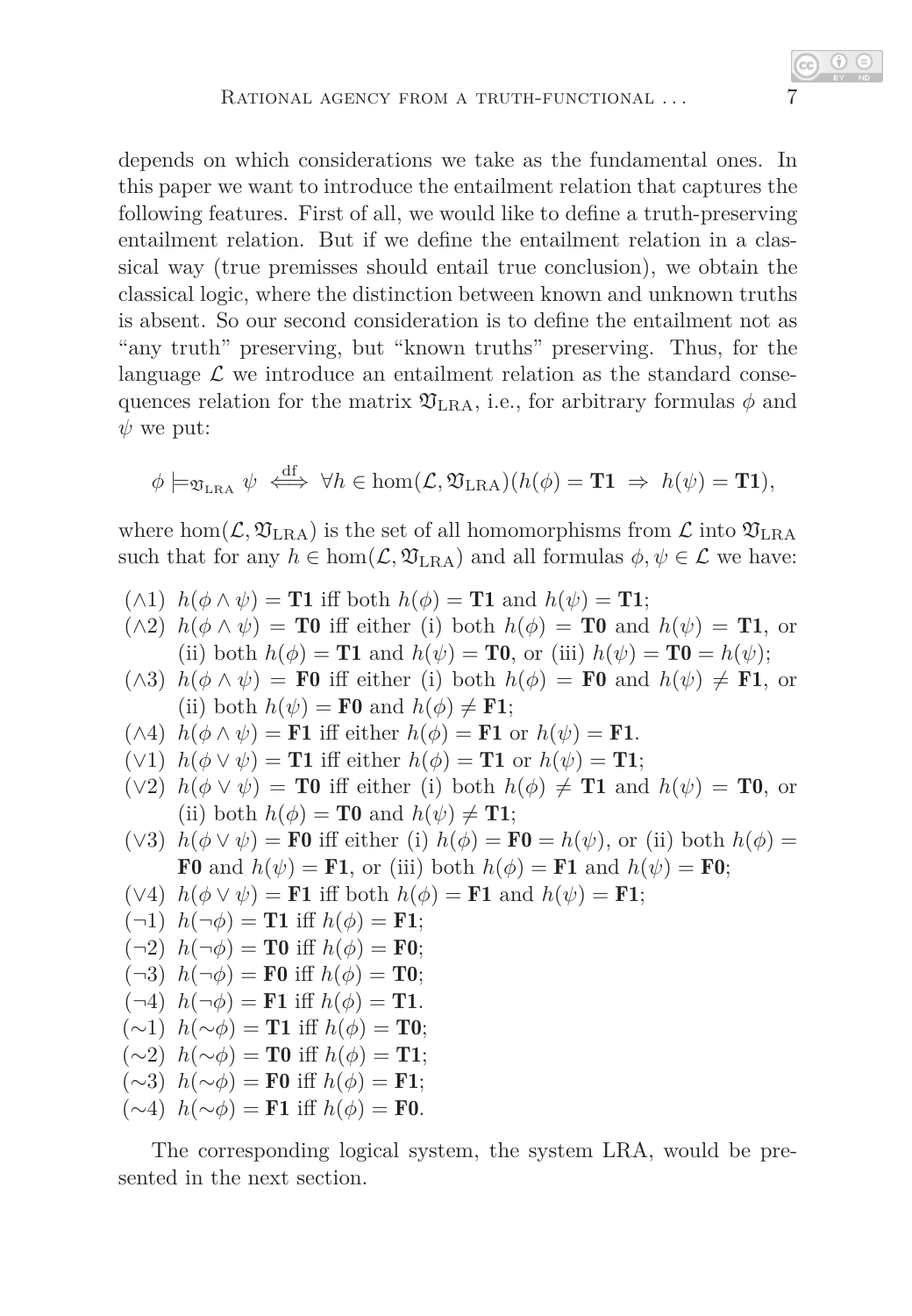depends on which considerations we take as the fundamental ones. In this paper we want to introduce the entailment relation that captures the following features. First of all, we would like to define a truth-preserving entailment relation. But if we define the entailment relation in a classical way (true premisses should entail true conclusion), we obtain the classical logic, where the distinction between known and unknown truths is absent. So our second consideration is to define the entailment not as "any truth" preserving, but "known truths" preserving. Thus, for the language $\mathcal{L}$ we introduce an entailment relation as the standard consequences relation for the matrix $\mathfrak{V}_{\mathrm{LRA}}$, i.e., for arbitrary formulas $\phi$ and $\psi$ we put:

$$\phi \models_{\mathfrak{V}_{\mathrm{LRA}}} \psi \overset{\mathrm{df}}{\iff} \forall h \in \hom(\mathcal{L}, \mathfrak{V}_{\mathrm{LRA}})(h(\phi) = \mathbf{T1} \;\Rightarrow\; h(\psi) = \mathbf{T1}),$$

where $\hom(\mathcal{L}, \mathfrak{V}_{\mathrm{LRA}})$ is the set of all homomorphisms from $\mathcal{L}$ into $\mathfrak{V}_{\mathrm{LRA}}$ such that for any $h \in \hom(\mathcal{L}, \mathfrak{V}_{\mathrm{LRA}})$ and all formulas $\phi, \psi \in \mathcal{L}$ we have:

- ($\wedge$1) $h(\phi \wedge \psi) = \mathbf{T1}$ iff both $h(\phi) = \mathbf{T1}$ and $h(\psi) = \mathbf{T1}$;
- ($\wedge$2) $h(\phi \wedge \psi) = \mathbf{T0}$ iff either (i) both $h(\phi) = \mathbf{T0}$ and $h(\psi) = \mathbf{T1}$, or (ii) both $h(\phi) = \mathbf{T1}$ and $h(\psi) = \mathbf{T0}$, or (iii) $h(\psi) = \mathbf{T0} = h(\psi)$;
- ($\wedge$3) $h(\phi \wedge \psi) = \mathbf{F0}$ iff either (i) both $h(\phi) = \mathbf{F0}$ and $h(\psi) \neq \mathbf{F1}$, or (ii) both $h(\psi) = \mathbf{F0}$ and $h(\phi) \neq \mathbf{F1}$;
- ($\wedge$4) $h(\phi \wedge \psi) = \mathbf{F1}$ iff either $h(\phi) = \mathbf{F1}$ or $h(\psi) = \mathbf{F1}$.
- ($\vee$1) $h(\phi \vee \psi) = \mathbf{T1}$ iff either $h(\phi) = \mathbf{T1}$ or $h(\psi) = \mathbf{T1}$;
- ($\vee$2) $h(\phi \vee \psi) = \mathbf{T0}$ iff either (i) both $h(\phi) \neq \mathbf{T1}$ and $h(\psi) = \mathbf{T0}$, or (ii) both $h(\phi) = \mathbf{T0}$ and $h(\psi) \neq \mathbf{T1}$;
- ($\vee$3) $h(\phi \vee \psi) = \mathbf{F0}$ iff either (i) $h(\phi) = \mathbf{F0} = h(\psi)$, or (ii) both $h(\phi) = \mathbf{F0}$ and $h(\psi) = \mathbf{F1}$, or (iii) both $h(\phi) = \mathbf{F1}$ and $h(\psi) = \mathbf{F0}$;
- ($\vee$4) $h(\phi \vee \psi) = \mathbf{F1}$ iff both $h(\phi) = \mathbf{F1}$ and $h(\psi) = \mathbf{F1}$;
- ($\neg$1) $h(\neg\phi) = \mathbf{T1}$ iff $h(\phi) = \mathbf{F1}$;
- ($\neg$2) $h(\neg\phi) = \mathbf{T0}$ iff $h(\phi) = \mathbf{F0}$;
- ($\neg$3) $h(\neg\phi) = \mathbf{F0}$ iff $h(\phi) = \mathbf{T0}$;
- ($\neg$4) $h(\neg\phi) = \mathbf{F1}$ iff $h(\phi) = \mathbf{T1}$.
- ($\sim$1) $h(\sim\phi) = \mathbf{T1}$ iff $h(\phi) = \mathbf{T0}$;
- ($\sim$2) $h(\sim\phi) = \mathbf{T0}$ iff $h(\phi) = \mathbf{T1}$;
- ($\sim$3) $h(\sim\phi) = \mathbf{F0}$ iff $h(\phi) = \mathbf{F1}$;
- ($\sim$4) $h(\sim\phi) = \mathbf{F1}$ iff $h(\phi) = \mathbf{F0}$.

The corresponding logical system, the system LRA, would be presented in the next section.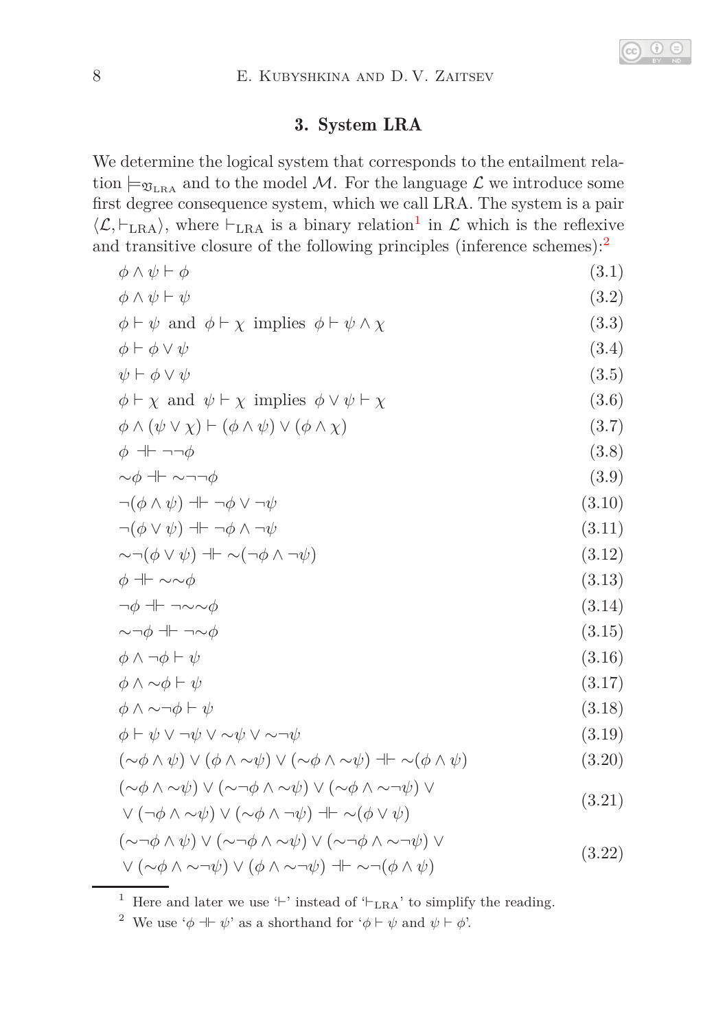## 3. System LRA

We determine the logical system that corresponds to the entailment relation $\models_{\mathfrak{V}_{\mathrm{LRA}}}$ and to the model $\mathcal{M}$. For the language $\mathcal{L}$ we introduce some first degree consequence system, which we call LRA. The system is a pair $\langle \mathcal{L}, \vdash_{\mathrm{LRA}} \rangle$, where $\vdash_{\mathrm{LRA}}$ is a binary relation[1] in $\mathcal{L}$ which is the reflexive and transitive closure of the following principles (inference schemes):[2]

$$\phi \wedge \psi \vdash \phi \tag{3.1}$$

$$\phi \wedge \psi \vdash \psi \tag{3.2}$$

$$\phi \vdash \psi \text{ and } \phi \vdash \chi \text{ implies } \phi \vdash \psi \wedge \chi \tag{3.3}$$

$$\phi \vdash \phi \vee \psi \tag{3.4}$$

$$\psi \vdash \phi \vee \psi \tag{3.5}$$

$$\phi \vdash \chi \text{ and } \psi \vdash \chi \text{ implies } \phi \vee \psi \vdash \chi \tag{3.6}$$

$$\phi \wedge (\psi \vee \chi) \vdash (\phi \wedge \psi) \vee (\phi \wedge \chi) \tag{3.7}$$

$$\phi \dashv\vdash \neg\neg\phi \tag{3.8}$$

$$\sim\phi \dashv\vdash \sim\neg\neg\phi \tag{3.9}$$

$$\neg(\phi \wedge \psi) \dashv\vdash \neg\phi \vee \neg\psi \tag{3.10}$$

$$\neg(\phi \vee \psi) \dashv\vdash \neg\phi \wedge \neg\psi \tag{3.11}$$

$$\sim\neg(\phi \vee \psi) \dashv\vdash \sim(\neg\phi \wedge \neg\psi) \tag{3.12}$$

$$\phi \dashv\vdash \sim\sim\phi \tag{3.13}$$

$$\neg\phi \dashv\vdash \neg\sim\sim\phi \tag{3.14}$$

$$\sim\neg\phi \dashv\vdash \neg\sim\phi \tag{3.15}$$

$$\phi \wedge \neg\phi \vdash \psi \tag{3.16}$$

$$\phi \wedge \sim\phi \vdash \psi \tag{3.17}$$

$$\phi \wedge \sim\neg\phi \vdash \psi \tag{3.18}$$

$$\phi \vdash \psi \vee \neg\psi \vee \sim\psi \vee \sim\neg\psi \tag{3.19}$$

$$(\sim\phi \wedge \psi) \vee (\phi \wedge \sim\psi) \vee (\sim\phi \wedge \sim\psi) \dashv\vdash \sim(\phi \wedge \psi) \tag{3.20}$$

$$\begin{aligned}&(\sim\phi \wedge \sim\psi) \vee (\sim\neg\phi \wedge \sim\psi) \vee (\sim\phi \wedge \sim\neg\psi) \vee \\ &\vee (\neg\phi \wedge \sim\psi) \vee (\sim\phi \wedge \neg\psi) \dashv\vdash \sim(\phi \vee \psi)\end{aligned} \tag{3.21}$$

$$\begin{aligned}&(\sim\neg\phi \wedge \psi) \vee (\sim\neg\phi \wedge \sim\psi) \vee (\sim\neg\phi \wedge \sim\neg\psi) \vee \\ &\vee (\sim\phi \wedge \sim\neg\psi) \vee (\phi \wedge \sim\neg\psi) \dashv\vdash \sim\neg(\phi \wedge \psi)\end{aligned} \tag{3.22}$$

---

[1] Here and later we use '$\vdash$' instead of '$\vdash_{\mathrm{LRA}}$' to simplify the reading.

[2] We use '$\phi \dashv\vdash \psi$' as a shorthand for '$\phi \vdash \psi$ and $\psi \vdash \phi$'.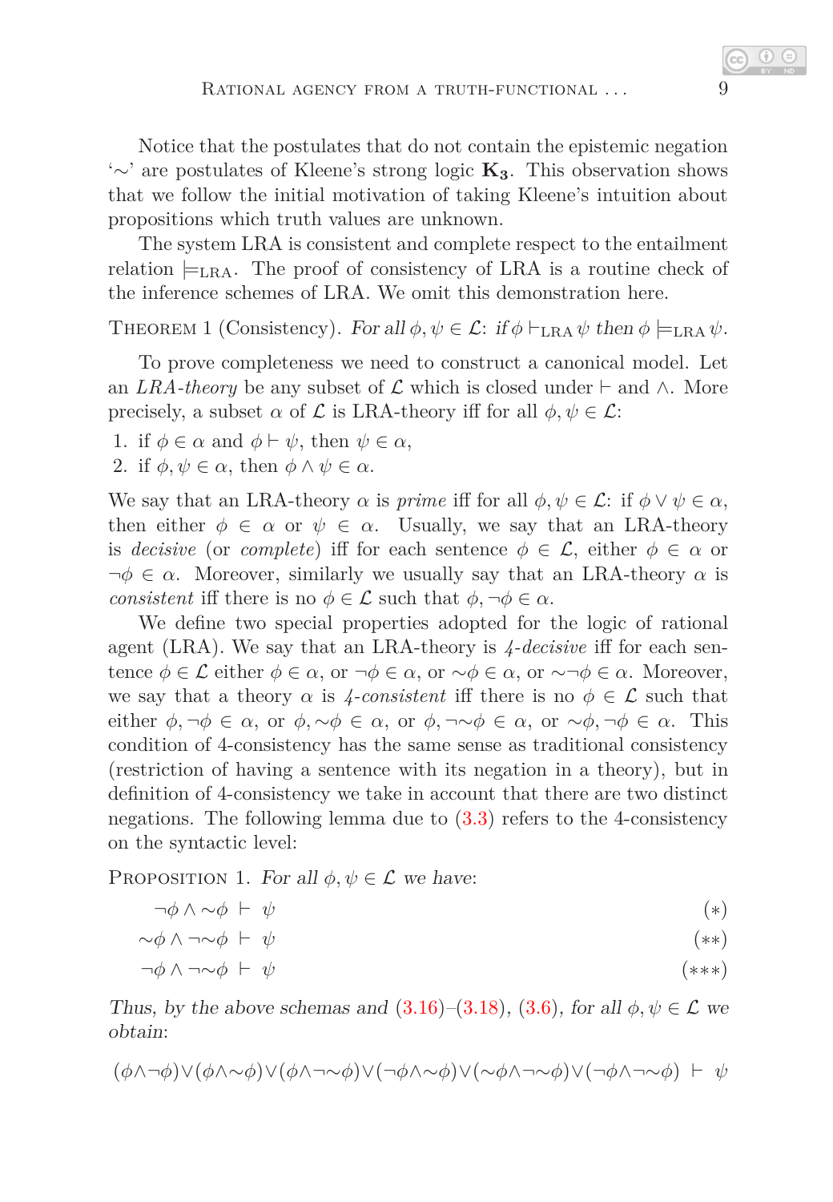Notice that the postulates that do not contain the epistemic negation '$\sim$' are postulates of Kleene's strong logic $\mathbf{K_3}$. This observation shows that we follow the initial motivation of taking Kleene's intuition about propositions which truth values are unknown.

The system LRA is consistent and complete respect to the entailment relation $\models_{\mathrm{LRA}}$. The proof of consistency of LRA is a routine check of the inference schemes of LRA. We omit this demonstration here.

THEOREM 1 (Consistency). *For all* $\phi, \psi \in \mathcal{L}$: *if* $\phi \vdash_{\mathrm{LRA}} \psi$ *then* $\phi \models_{\mathrm{LRA}} \psi$.

To prove completeness we need to construct a canonical model. Let an *LRA-theory* be any subset of $\mathcal{L}$ which is closed under $\vdash$ and $\wedge$. More precisely, a subset $\alpha$ of $\mathcal{L}$ is LRA-theory iff for all $\phi, \psi \in \mathcal{L}$:

1. if $\phi \in \alpha$ and $\phi \vdash \psi$, then $\psi \in \alpha$,
2. if $\phi, \psi \in \alpha$, then $\phi \wedge \psi \in \alpha$.

We say that an LRA-theory $\alpha$ is *prime* iff for all $\phi, \psi \in \mathcal{L}$: if $\phi \vee \psi \in \alpha$, then either $\phi \in \alpha$ or $\psi \in \alpha$. Usually, we say that an LRA-theory is *decisive* (or *complete*) iff for each sentence $\phi \in \mathcal{L}$, either $\phi \in \alpha$ or $\neg\phi \in \alpha$. Moreover, similarly we usually say that an LRA-theory $\alpha$ is *consistent* iff there is no $\phi \in \mathcal{L}$ such that $\phi, \neg\phi \in \alpha$.

We define two special properties adopted for the logic of rational agent (LRA). We say that an LRA-theory is *4-decisive* iff for each sentence $\phi \in \mathcal{L}$ either $\phi \in \alpha$, or $\neg\phi \in \alpha$, or $\sim\phi \in \alpha$, or $\sim\neg\phi \in \alpha$. Moreover, we say that a theory $\alpha$ is *4-consistent* iff there is no $\phi \in \mathcal{L}$ such that either $\phi, \neg\phi \in \alpha$, or $\phi, \sim\phi \in \alpha$, or $\phi, \neg\sim\phi \in \alpha$, or $\sim\phi, \neg\phi \in \alpha$. This condition of 4-consistency has the same sense as traditional consistency (restriction of having a sentence with its negation in a theory), but in definition of 4-consistency we take in account that there are two distinct negations. The following lemma due to (3.3) refers to the 4-consistency on the syntactic level:

PROPOSITION 1. *For all* $\phi, \psi \in \mathcal{L}$ *we have*:

$$\neg\phi \wedge \sim\phi \;\vdash\; \psi \tag{$*$}$$

$$\sim\phi \wedge \neg\sim\phi \;\vdash\; \psi \tag{$**$}$$

$$\neg\phi \wedge \neg\sim\phi \;\vdash\; \psi \tag{$***$}$$

*Thus, by the above schemas and* (3.16)–(3.18), (3.6), *for all* $\phi, \psi \in \mathcal{L}$ *we obtain*:

$$(\phi\wedge\neg\phi)\vee(\phi\wedge\sim\phi)\vee(\phi\wedge\neg\sim\phi)\vee(\neg\phi\wedge\sim\phi)\vee(\sim\phi\wedge\neg\sim\phi)\vee(\neg\phi\wedge\neg\sim\phi) \;\vdash\; \psi$$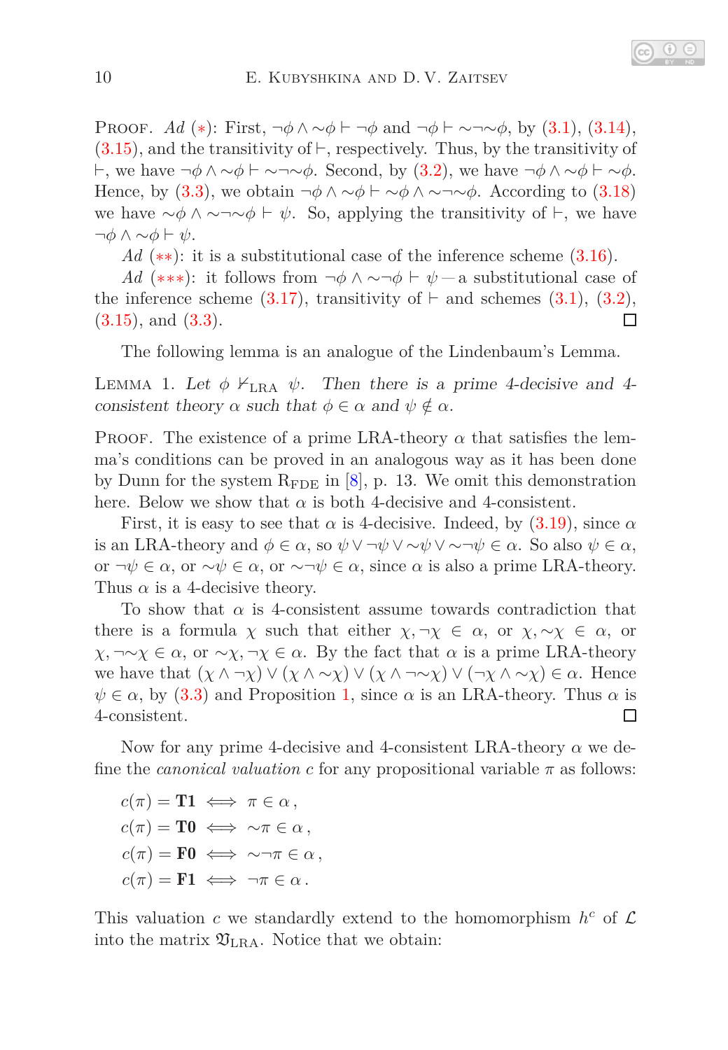Proof. *Ad* (∗): First, $\neg\phi \wedge {\sim}\phi \vdash \neg\phi$ and $\neg\phi \vdash {\sim}\neg{\sim}\phi$, by (3.1), (3.14), (3.15), and the transitivity of $\vdash$, respectively. Thus, by the transitivity of $\vdash$, we have $\neg\phi \wedge {\sim}\phi \vdash {\sim}\neg{\sim}\phi$. Second, by (3.2), we have $\neg\phi \wedge {\sim}\phi \vdash {\sim}\phi$. Hence, by (3.3), we obtain $\neg\phi \wedge {\sim}\phi \vdash {\sim}\phi \wedge {\sim}\neg{\sim}\phi$. According to (3.18) we have ${\sim}\phi \wedge {\sim}\neg{\sim}\phi \vdash \psi$. So, applying the transitivity of $\vdash$, we have $\neg\phi \wedge {\sim}\phi \vdash \psi$.

*Ad* (∗∗): it is a substitutional case of the inference scheme (3.16).

*Ad* (∗∗∗): it follows from $\neg\phi \wedge {\sim}\neg\phi \vdash \psi$ — a substitutional case of the inference scheme (3.17), transitivity of $\vdash$ and schemes (3.1), (3.2), (3.15), and (3.3). □

The following lemma is an analogue of the Lindenbaum's Lemma.

Lemma 1. *Let $\phi \nvdash_{\mathrm{LRA}} \psi$. Then there is a prime 4-decisive and 4-consistent theory $\alpha$ such that $\phi \in \alpha$ and $\psi \notin \alpha$.*

Proof. The existence of a prime LRA-theory $\alpha$ that satisfies the lemma's conditions can be proved in an analogous way as it has been done by Dunn for the system $\mathrm{R_{FDE}}$ in [8], p. 13. We omit this demonstration here. Below we show that $\alpha$ is both 4-decisive and 4-consistent.

First, it is easy to see that $\alpha$ is 4-decisive. Indeed, by (3.19), since $\alpha$ is an LRA-theory and $\phi \in \alpha$, so $\psi \vee \neg\psi \vee {\sim}\psi \vee {\sim}\neg\psi \in \alpha$. So also $\psi \in \alpha$, or $\neg\psi \in \alpha$, or ${\sim}\psi \in \alpha$, or ${\sim}\neg\psi \in \alpha$, since $\alpha$ is also a prime LRA-theory. Thus $\alpha$ is a 4-decisive theory.

To show that $\alpha$ is 4-consistent assume towards contradiction that there is a formula $\chi$ such that either $\chi, \neg\chi \in \alpha$, or $\chi, {\sim}\chi \in \alpha$, or $\chi, \neg{\sim}\chi \in \alpha$, or ${\sim}\chi, \neg\chi \in \alpha$. By the fact that $\alpha$ is a prime LRA-theory we have that $(\chi \wedge \neg\chi) \vee (\chi \wedge {\sim}\chi) \vee (\chi \wedge \neg{\sim}\chi) \vee (\neg\chi \wedge {\sim}\chi) \in \alpha$. Hence $\psi \in \alpha$, by (3.3) and Proposition 1, since $\alpha$ is an LRA-theory. Thus $\alpha$ is 4-consistent. □

Now for any prime 4-decisive and 4-consistent LRA-theory $\alpha$ we define the *canonical valuation* $c$ for any propositional variable $\pi$ as follows:

$$
\begin{aligned}
c(\pi) &= \mathbf{T1} \iff \pi \in \alpha\,,\\
c(\pi) &= \mathbf{T0} \iff {\sim}\pi \in \alpha\,,\\
c(\pi) &= \mathbf{F0} \iff {\sim}\neg\pi \in \alpha\,,\\
c(\pi) &= \mathbf{F1} \iff \neg\pi \in \alpha\,.
\end{aligned}
$$

This valuation $c$ we standardly extend to the homomorphism $h^c$ of $\mathcal{L}$ into the matrix $\mathfrak{V}_{\mathrm{LRA}}$. Notice that we obtain: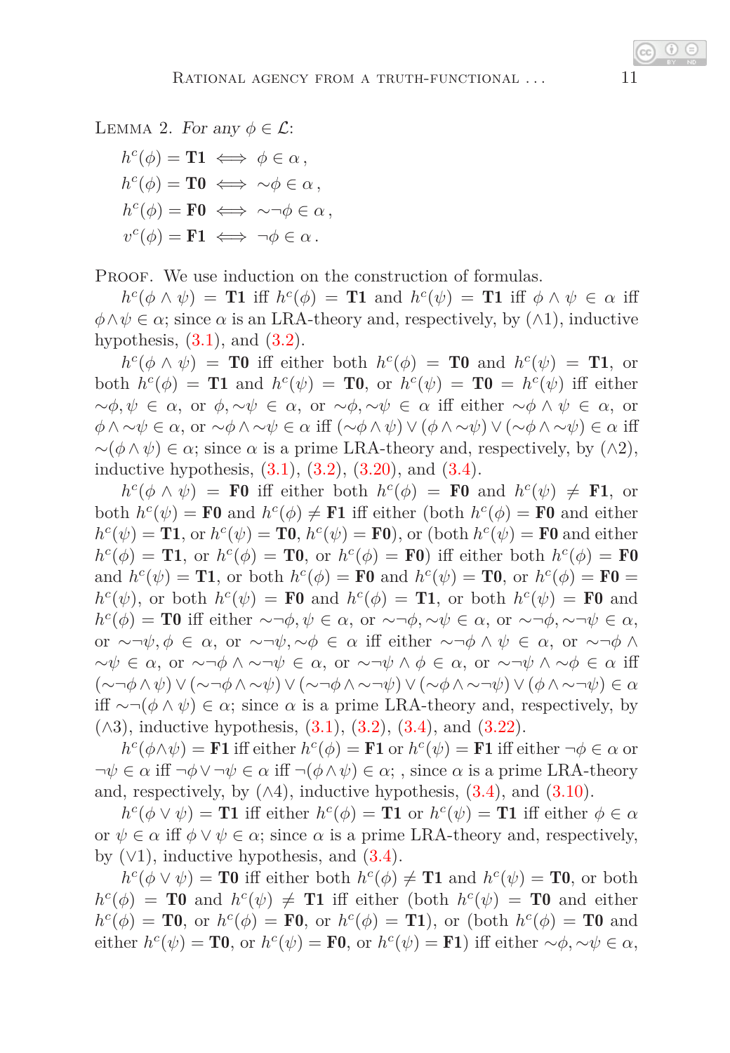Lemma 2. *For any $\phi \in \mathcal{L}$:*

$$h^c(\phi) = \mathbf{T1} \iff \phi \in \alpha\,,$$
$$h^c(\phi) = \mathbf{T0} \iff {\sim}\phi \in \alpha\,,$$
$$h^c(\phi) = \mathbf{F0} \iff {\sim}\neg\phi \in \alpha\,,$$
$$v^c(\phi) = \mathbf{F1} \iff \neg\phi \in \alpha\,.$$

Proof. We use induction on the construction of formulas.

$h^c(\phi \wedge \psi) = \mathbf{T1}$ iff $h^c(\phi) = \mathbf{T1}$ and $h^c(\psi) = \mathbf{T1}$ iff $\phi \wedge \psi \in \alpha$ iff $\phi \wedge \psi \in \alpha$; since $\alpha$ is an LRA-theory and, respectively, by ($\wedge$1), inductive hypothesis, (3.1), and (3.2).

$h^c(\phi \wedge \psi) = \mathbf{T0}$ iff either both $h^c(\phi) = \mathbf{T0}$ and $h^c(\psi) = \mathbf{T1}$, or both $h^c(\phi) = \mathbf{T1}$ and $h^c(\psi) = \mathbf{T0}$, or $h^c(\psi) = \mathbf{T0} = h^c(\psi)$ iff either ${\sim}\phi, \psi \in \alpha$, or $\phi, {\sim}\psi \in \alpha$, or ${\sim}\phi, {\sim}\psi \in \alpha$ iff either ${\sim}\phi \wedge \psi \in \alpha$, or $\phi \wedge {\sim}\psi \in \alpha$, or ${\sim}\phi \wedge {\sim}\psi \in \alpha$ iff $({\sim}\phi \wedge \psi) \vee (\phi \wedge {\sim}\psi) \vee ({\sim}\phi \wedge {\sim}\psi) \in \alpha$ iff ${\sim}(\phi \wedge \psi) \in \alpha$; since $\alpha$ is a prime LRA-theory and, respectively, by ($\wedge$2), inductive hypothesis, (3.1), (3.2), (3.20), and (3.4).

$h^c(\phi \wedge \psi) = \mathbf{F0}$ iff either both $h^c(\phi) = \mathbf{F0}$ and $h^c(\psi) \neq \mathbf{F1}$, or both $h^c(\psi) = \mathbf{F0}$ and $h^c(\phi) \neq \mathbf{F1}$ iff either (both $h^c(\phi) = \mathbf{F0}$ and either $h^c(\psi) = \mathbf{T1}$, or $h^c(\psi) = \mathbf{T0}$, $h^c(\psi) = \mathbf{F0}$), or (both $h^c(\psi) = \mathbf{F0}$ and either $h^c(\phi) = \mathbf{T1}$, or $h^c(\phi) = \mathbf{T0}$, or $h^c(\phi) = \mathbf{F0}$) iff either both $h^c(\phi) = \mathbf{F0}$ and $h^c(\psi) = \mathbf{T1}$, or both $h^c(\phi) = \mathbf{F0}$ and $h^c(\psi) = \mathbf{T0}$, or $h^c(\phi) = \mathbf{F0} = h^c(\psi)$, or both $h^c(\psi) = \mathbf{F0}$ and $h^c(\phi) = \mathbf{T1}$, or both $h^c(\psi) = \mathbf{F0}$ and $h^c(\phi) = \mathbf{T0}$ iff either ${\sim}\neg\phi, \psi \in \alpha$, or ${\sim}\neg\phi, {\sim}\psi \in \alpha$, or ${\sim}\neg\phi, {\sim}\neg\psi \in \alpha$, or ${\sim}\neg\psi, \phi \in \alpha$, or ${\sim}\neg\psi, {\sim}\phi \in \alpha$ iff either ${\sim}\neg\phi \wedge \psi \in \alpha$, or ${\sim}\neg\phi \wedge {\sim}\psi \in \alpha$, or ${\sim}\neg\phi \wedge {\sim}\neg\psi \in \alpha$, or ${\sim}\neg\psi \wedge \phi \in \alpha$, or ${\sim}\neg\psi \wedge {\sim}\phi \in \alpha$ iff $({\sim}\neg\phi \wedge \psi) \vee ({\sim}\neg\phi \wedge {\sim}\psi) \vee ({\sim}\neg\phi \wedge {\sim}\neg\psi) \vee ({\sim}\phi \wedge {\sim}\neg\psi) \vee (\phi \wedge {\sim}\neg\psi) \in \alpha$ iff ${\sim}\neg(\phi \wedge \psi) \in \alpha$; since $\alpha$ is a prime LRA-theory and, respectively, by ($\wedge$3), inductive hypothesis, (3.1), (3.2), (3.4), and (3.22).

$h^c(\phi \wedge \psi) = \mathbf{F1}$ iff either $h^c(\phi) = \mathbf{F1}$ or $h^c(\psi) = \mathbf{F1}$ iff either $\neg\phi \in \alpha$ or $\neg\psi \in \alpha$ iff $\neg\phi \vee \neg\psi \in \alpha$ iff $\neg(\phi \wedge \psi) \in \alpha$; , since $\alpha$ is a prime LRA-theory and, respectively, by ($\wedge$4), inductive hypothesis, (3.4), and (3.10).

$h^c(\phi \vee \psi) = \mathbf{T1}$ iff either $h^c(\phi) = \mathbf{T1}$ or $h^c(\psi) = \mathbf{T1}$ iff either $\phi \in \alpha$ or $\psi \in \alpha$ iff $\phi \vee \psi \in \alpha$; since $\alpha$ is a prime LRA-theory and, respectively, by ($\vee$1), inductive hypothesis, and (3.4).

$h^c(\phi \vee \psi) = \mathbf{T0}$ iff either both $h^c(\phi) \neq \mathbf{T1}$ and $h^c(\psi) = \mathbf{T0}$, or both $h^c(\phi) = \mathbf{T0}$ and $h^c(\psi) \neq \mathbf{T1}$ iff either (both $h^c(\psi) = \mathbf{T0}$ and either $h^c(\phi) = \mathbf{T0}$, or $h^c(\phi) = \mathbf{F0}$, or $h^c(\phi) = \mathbf{T1}$), or (both $h^c(\phi) = \mathbf{T0}$ and either $h^c(\psi) = \mathbf{T0}$, or $h^c(\psi) = \mathbf{F0}$, or $h^c(\psi) = \mathbf{F1}$) iff either ${\sim}\phi, {\sim}\psi \in \alpha$,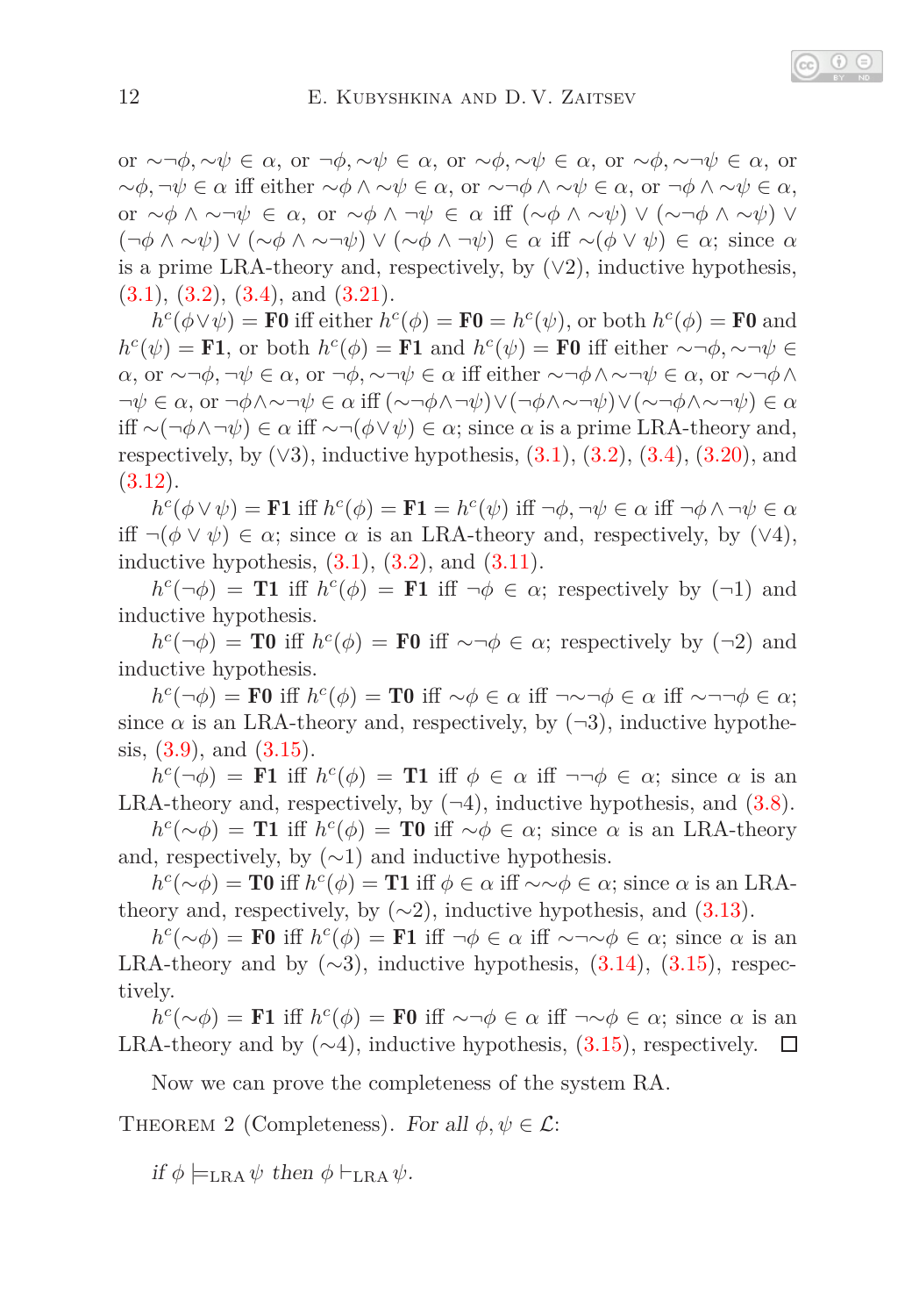or $\sim\neg\phi, \sim\psi \in \alpha$, or $\neg\phi, \sim\psi \in \alpha$, or $\sim\phi, \sim\psi \in \alpha$, or $\sim\phi, \sim\neg\psi \in \alpha$, or $\sim\phi, \neg\psi \in \alpha$ iff either $\sim\phi \wedge \sim\psi \in \alpha$, or $\sim\neg\phi \wedge \sim\psi \in \alpha$, or $\neg\phi \wedge \sim\psi \in \alpha$, or $\sim\phi \wedge \sim\neg\psi \in \alpha$, or $\sim\phi \wedge \neg\psi \in \alpha$ iff $(\sim\phi \wedge \sim\psi) \vee (\sim\neg\phi \wedge \sim\psi) \vee (\neg\phi \wedge \sim\psi) \vee (\sim\phi \wedge \sim\neg\psi) \vee (\sim\phi \wedge \neg\psi) \in \alpha$ iff $\sim(\phi \vee \psi) \in \alpha$; since $\alpha$ is a prime LRA-theory and, respectively, by ($\vee$2), inductive hypothesis, (3.1), (3.2), (3.4), and (3.21).

$h^c(\phi \vee \psi) = \mathbf{F0}$ iff either $h^c(\phi) = \mathbf{F0} = h^c(\psi)$, or both $h^c(\phi) = \mathbf{F0}$ and $h^c(\psi) = \mathbf{F1}$, or both $h^c(\phi) = \mathbf{F1}$ and $h^c(\psi) = \mathbf{F0}$ iff either $\sim\neg\phi, \sim\neg\psi \in \alpha$, or $\sim\neg\phi, \neg\psi \in \alpha$, or $\neg\phi, \sim\neg\psi \in \alpha$ iff either $\sim\neg\phi \wedge \sim\neg\psi \in \alpha$, or $\sim\neg\phi \wedge \neg\psi \in \alpha$, or $\neg\phi \wedge \sim\neg\psi \in \alpha$ iff $(\sim\neg\phi \wedge \neg\psi) \vee (\neg\phi \wedge \sim\neg\psi) \vee (\sim\neg\phi \wedge \sim\neg\psi) \in \alpha$ iff $\sim(\neg\phi \wedge \neg\psi) \in \alpha$ iff $\sim\neg(\phi \vee \psi) \in \alpha$; since $\alpha$ is a prime LRA-theory and, respectively, by ($\vee$3), inductive hypothesis, (3.1), (3.2), (3.4), (3.20), and (3.12).

$h^c(\phi \vee \psi) = \mathbf{F1}$ iff $h^c(\phi) = \mathbf{F1} = h^c(\psi)$ iff $\neg\phi, \neg\psi \in \alpha$ iff $\neg\phi \wedge \neg\psi \in \alpha$ iff $\neg(\phi \vee \psi) \in \alpha$; since $\alpha$ is an LRA-theory and, respectively, by ($\vee$4), inductive hypothesis, (3.1), (3.2), and (3.11).

$h^c(\neg\phi) = \mathbf{T1}$ iff $h^c(\phi) = \mathbf{F1}$ iff $\neg\phi \in \alpha$; respectively by ($\neg$1) and inductive hypothesis.

$h^c(\neg\phi) = \mathbf{T0}$ iff $h^c(\phi) = \mathbf{F0}$ iff $\sim\neg\phi \in \alpha$; respectively by ($\neg$2) and inductive hypothesis.

$h^c(\neg\phi) = \mathbf{F0}$ iff $h^c(\phi) = \mathbf{T0}$ iff $\sim\phi \in \alpha$ iff $\neg\sim\neg\phi \in \alpha$ iff $\sim\neg\neg\phi \in \alpha$; since $\alpha$ is an LRA-theory and, respectively, by ($\neg$3), inductive hypothesis, (3.9), and (3.15).

$h^c(\neg\phi) = \mathbf{F1}$ iff $h^c(\phi) = \mathbf{T1}$ iff $\phi \in \alpha$ iff $\neg\neg\phi \in \alpha$; since $\alpha$ is an LRA-theory and, respectively, by ($\neg$4), inductive hypothesis, and (3.8).

$h^c(\sim\phi) = \mathbf{T1}$ iff $h^c(\phi) = \mathbf{T0}$ iff $\sim\phi \in \alpha$; since $\alpha$ is an LRA-theory and, respectively, by ($\sim$1) and inductive hypothesis.

$h^c(\sim\phi) = \mathbf{T0}$ iff $h^c(\phi) = \mathbf{T1}$ iff $\phi \in \alpha$ iff $\sim\sim\phi \in \alpha$; since $\alpha$ is an LRA-theory and, respectively, by ($\sim$2), inductive hypothesis, and (3.13).

$h^c(\sim\phi) = \mathbf{F0}$ iff $h^c(\phi) = \mathbf{F1}$ iff $\neg\phi \in \alpha$ iff $\sim\neg\sim\phi \in \alpha$; since $\alpha$ is an LRA-theory and by ($\sim$3), inductive hypothesis, (3.14), (3.15), respectively.

$h^c(\sim\phi) = \mathbf{F1}$ iff $h^c(\phi) = \mathbf{F0}$ iff $\sim\neg\phi \in \alpha$ iff $\neg\sim\phi \in \alpha$; since $\alpha$ is an LRA-theory and by ($\sim$4), inductive hypothesis, (3.15), respectively. □

Now we can prove the completeness of the system RA.

THEOREM 2 (Completeness). *For all* $\phi, \psi \in \mathcal{L}$:

*if* $\phi \models_{\text{LRA}} \psi$ *then* $\phi \vdash_{\text{LRA}} \psi$.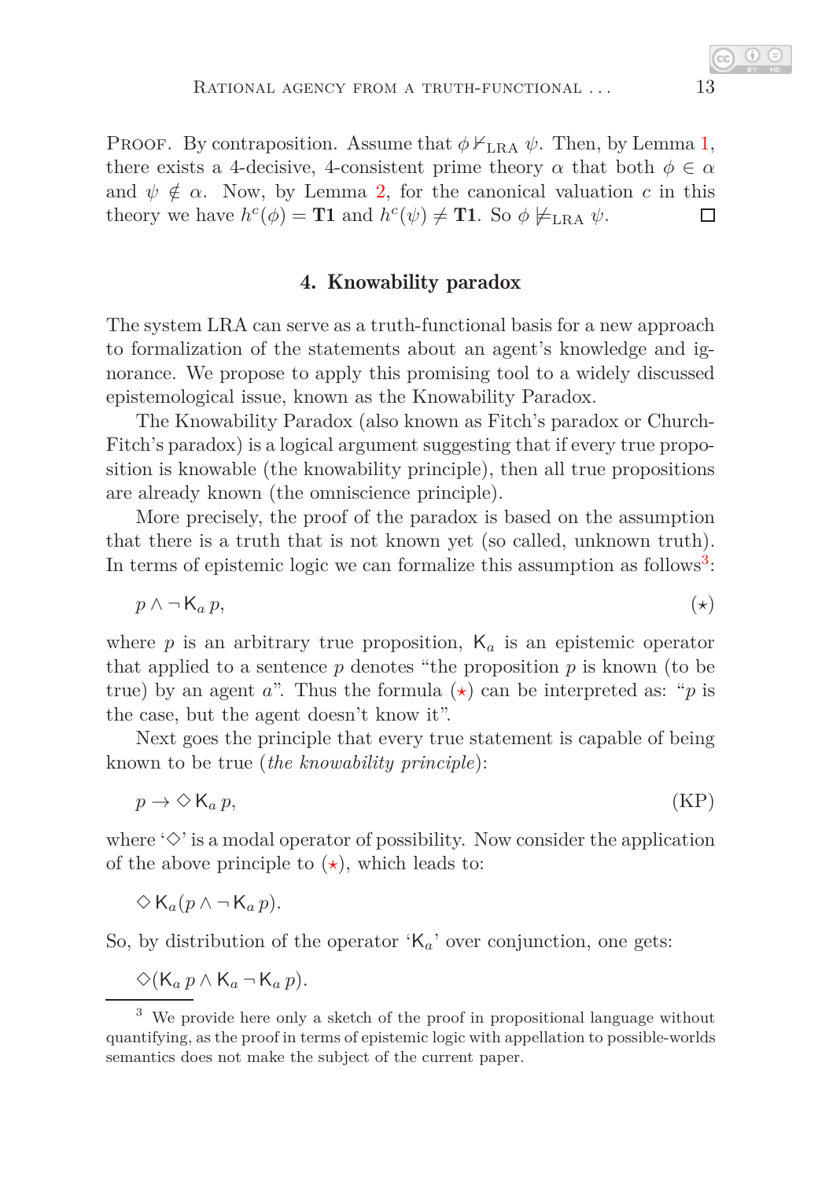Proof. By contraposition. Assume that $\phi \nvdash_{\mathrm{LRA}} \psi$. Then, by Lemma 1, there exists a 4-decisive, 4-consistent prime theory $\alpha$ that both $\phi \in \alpha$ and $\psi \notin \alpha$. Now, by Lemma 2, for the canonical valuation $c$ in this theory we have $h^c(\phi) = \mathbf{T1}$ and $h^c(\psi) \neq \mathbf{T1}$. So $\phi \not\models_{\mathrm{LRA}} \psi$. □

## 4. Knowability paradox

The system LRA can serve as a truth-functional basis for a new approach to formalization of the statements about an agent's knowledge and ignorance. We propose to apply this promising tool to a widely discussed epistemological issue, known as the Knowability Paradox.

The Knowability Paradox (also known as Fitch's paradox or Church-Fitch's paradox) is a logical argument suggesting that if every true proposition is knowable (the knowability principle), then all true propositions are already known (the omniscience principle).

More precisely, the proof of the paradox is based on the assumption that there is a truth that is not known yet (so called, unknown truth). In terms of epistemic logic we can formalize this assumption as follows[3]:

$$p \wedge \neg \mathsf{K}_a\, p, \tag{$\star$}$$

where $p$ is an arbitrary true proposition, $\mathsf{K}_a$ is an epistemic operator that applied to a sentence $p$ denotes "the proposition $p$ is known (to be true) by an agent $a$". Thus the formula ($\star$) can be interpreted as: "$p$ is the case, but the agent doesn't know it".

Next goes the principle that every true statement is capable of being known to be true (*the knowability principle*):

$$p \to \Diamond\, \mathsf{K}_a\, p, \tag{KP}$$

where '$\Diamond$' is a modal operator of possibility. Now consider the application of the above principle to ($\star$), which leads to:

$$\Diamond\, \mathsf{K}_a(p \wedge \neg \mathsf{K}_a\, p).$$

So, by distribution of the operator '$\mathsf{K}_a$' over conjunction, one gets:

$$\Diamond(\mathsf{K}_a\, p \wedge \mathsf{K}_a \neg \mathsf{K}_a\, p).$$

[3] We provide here only a sketch of the proof in propositional language without quantifying, as the proof in terms of epistemic logic with appellation to possible-worlds semantics does not make the subject of the current paper.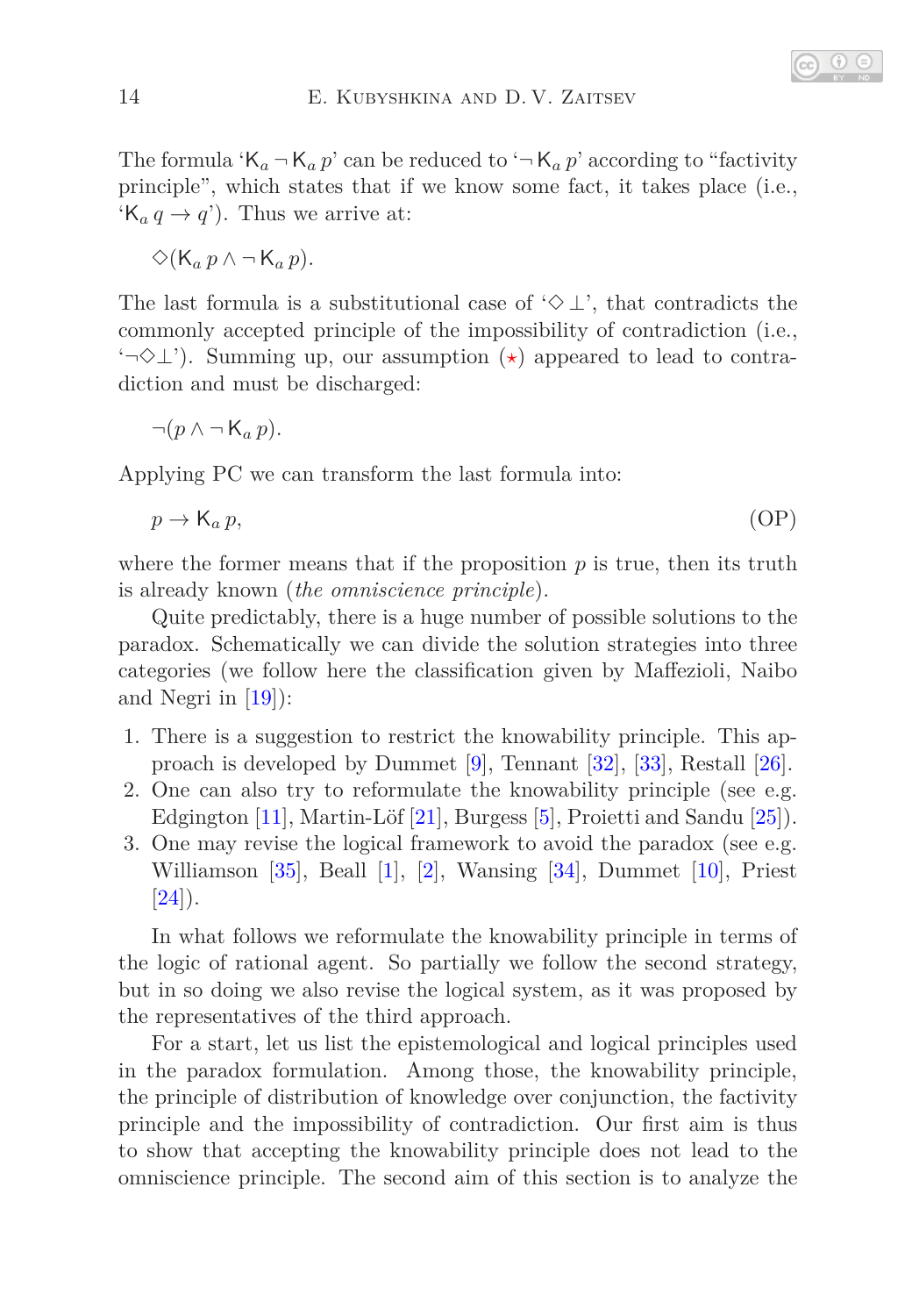The formula '$\mathsf{K}_a \neg \mathsf{K}_a p$' can be reduced to '$\neg \mathsf{K}_a p$' according to "factivity principle", which states that if we know some fact, it takes place (i.e., '$\mathsf{K}_a q \rightarrow q$'). Thus we arrive at:

$$\Diamond(\mathsf{K}_a p \wedge \neg \mathsf{K}_a p).$$

The last formula is a substitutional case of '$\Diamond \bot$', that contradicts the commonly accepted principle of the impossibility of contradiction (i.e., '$\neg\Diamond\bot$'). Summing up, our assumption ($\star$) appeared to lead to contradiction and must be discharged:

$$\neg(p \wedge \neg \mathsf{K}_a p).$$

Applying PC we can transform the last formula into:

$$p \rightarrow \mathsf{K}_a p, \tag{OP}$$

where the former means that if the proposition $p$ is true, then its truth is already known (*the omniscience principle*).

Quite predictably, there is a huge number of possible solutions to the paradox. Schematically we can divide the solution strategies into three categories (we follow here the classification given by Maffezioli, Naibo and Negri in [19]):

1. There is a suggestion to restrict the knowability principle. This approach is developed by Dummet [9], Tennant [32], [33], Restall [26].
2. One can also try to reformulate the knowability principle (see e.g. Edgington [11], Martin-Löf [21], Burgess [5], Proietti and Sandu [25]).
3. One may revise the logical framework to avoid the paradox (see e.g. Williamson [35], Beall [1], [2], Wansing [34], Dummet [10], Priest [24]).

In what follows we reformulate the knowability principle in terms of the logic of rational agent. So partially we follow the second strategy, but in so doing we also revise the logical system, as it was proposed by the representatives of the third approach.

For a start, let us list the epistemological and logical principles used in the paradox formulation. Among those, the knowability principle, the principle of distribution of knowledge over conjunction, the factivity principle and the impossibility of contradiction. Our first aim is thus to show that accepting the knowability principle does not lead to the omniscience principle. The second aim of this section is to analyze the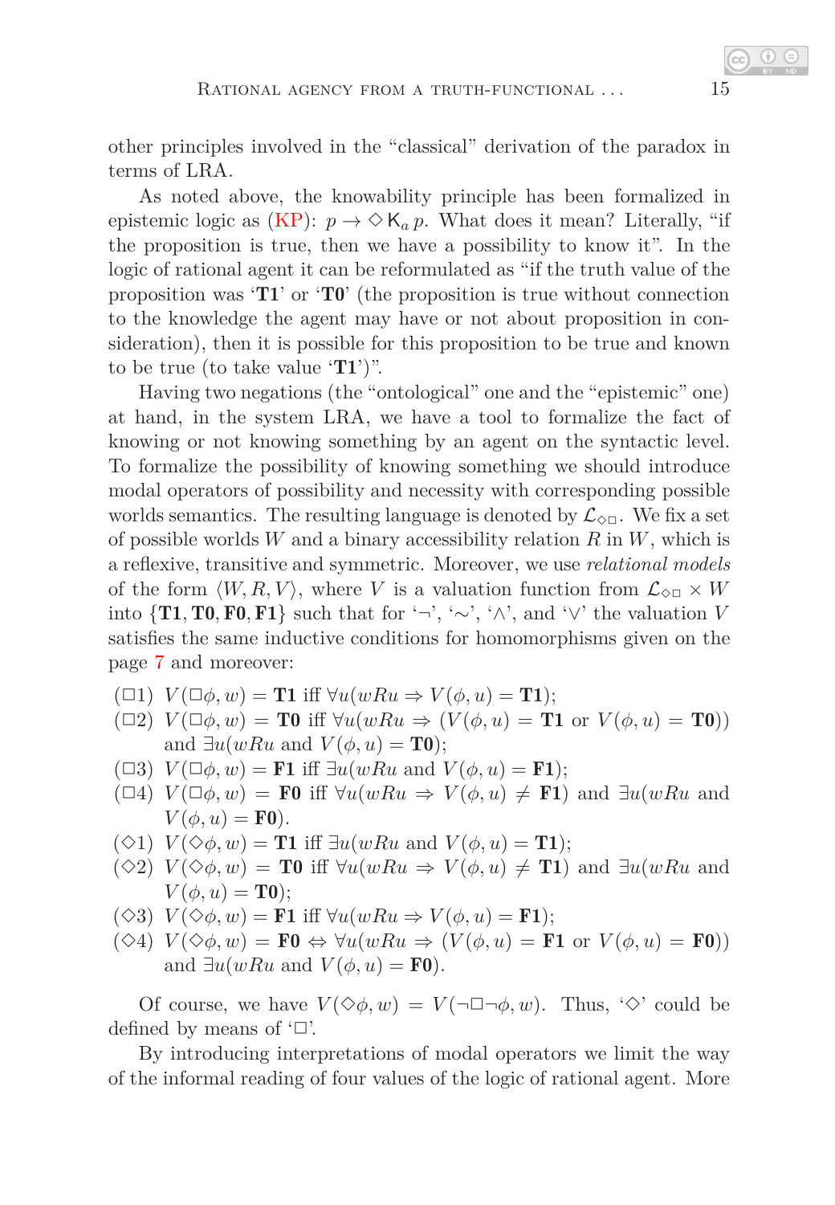other principles involved in the "classical" derivation of the paradox in terms of LRA.

As noted above, the knowability principle has been formalized in epistemic logic as (KP): $p \to \Diamond \mathsf{K}_a\, p$. What does it mean? Literally, "if the proposition is true, then we have a possibility to know it". In the logic of rational agent it can be reformulated as "if the truth value of the proposition was '**T1**' or '**T0**' (the proposition is true without connection to the knowledge the agent may have or not about proposition in consideration), then it is possible for this proposition to be true and known to be true (to take value '**T1**')".

Having two negations (the "ontological" one and the "epistemic" one) at hand, in the system LRA, we have a tool to formalize the fact of knowing or not knowing something by an agent on the syntactic level. To formalize the possibility of knowing something we should introduce modal operators of possibility and necessity with corresponding possible worlds semantics. The resulting language is denoted by $\mathcal{L}_{\Diamond\Box}$. We fix a set of possible worlds $W$ and a binary accessibility relation $R$ in $W$, which is a reflexive, transitive and symmetric. Moreover, we use *relational models* of the form $\langle W, R, V\rangle$, where $V$ is a valuation function from $\mathcal{L}_{\Diamond\Box} \times W$ into $\{\mathbf{T1}, \mathbf{T0}, \mathbf{F0}, \mathbf{F1}\}$ such that for '$\neg$', '$\sim$', '$\wedge$', and '$\vee$' the valuation $V$ satisfies the same inductive conditions for homomorphisms given on the page 7 and moreover:

- ($\Box$1) $V(\Box\phi, w) = \mathbf{T1}$ iff $\forall u(wRu \Rightarrow V(\phi, u) = \mathbf{T1})$;
- ($\Box$2) $V(\Box\phi, w) = \mathbf{T0}$ iff $\forall u(wRu \Rightarrow (V(\phi, u) = \mathbf{T1}$ or $V(\phi, u) = \mathbf{T0}))$ and $\exists u(wRu$ and $V(\phi, u) = \mathbf{T0})$;
- ($\Box$3) $V(\Box\phi, w) = \mathbf{F1}$ iff $\exists u(wRu$ and $V(\phi, u) = \mathbf{F1})$;
- ($\Box$4) $V(\Box\phi, w) = \mathbf{F0}$ iff $\forall u(wRu \Rightarrow V(\phi, u) \neq \mathbf{F1})$ and $\exists u(wRu$ and $V(\phi, u) = \mathbf{F0})$.
- ($\Diamond$1) $V(\Diamond\phi, w) = \mathbf{T1}$ iff $\exists u(wRu$ and $V(\phi, u) = \mathbf{T1})$;
- ($\Diamond$2) $V(\Diamond\phi, w) = \mathbf{T0}$ iff $\forall u(wRu \Rightarrow V(\phi, u) \neq \mathbf{T1})$ and $\exists u(wRu$ and $V(\phi, u) = \mathbf{T0})$;
- ($\Diamond$3) $V(\Diamond\phi, w) = \mathbf{F1}$ iff $\forall u(wRu \Rightarrow V(\phi, u) = \mathbf{F1})$;
- ($\Diamond$4) $V(\Diamond\phi, w) = \mathbf{F0} \Leftrightarrow \forall u(wRu \Rightarrow (V(\phi, u) = \mathbf{F1}$ or $V(\phi, u) = \mathbf{F0}))$ and $\exists u(wRu$ and $V(\phi, u) = \mathbf{F0})$.

Of course, we have $V(\Diamond\phi, w) = V(\neg\Box\neg\phi, w)$. Thus, '$\Diamond$' could be defined by means of '$\Box$'.

By introducing interpretations of modal operators we limit the way of the informal reading of four values of the logic of rational agent. More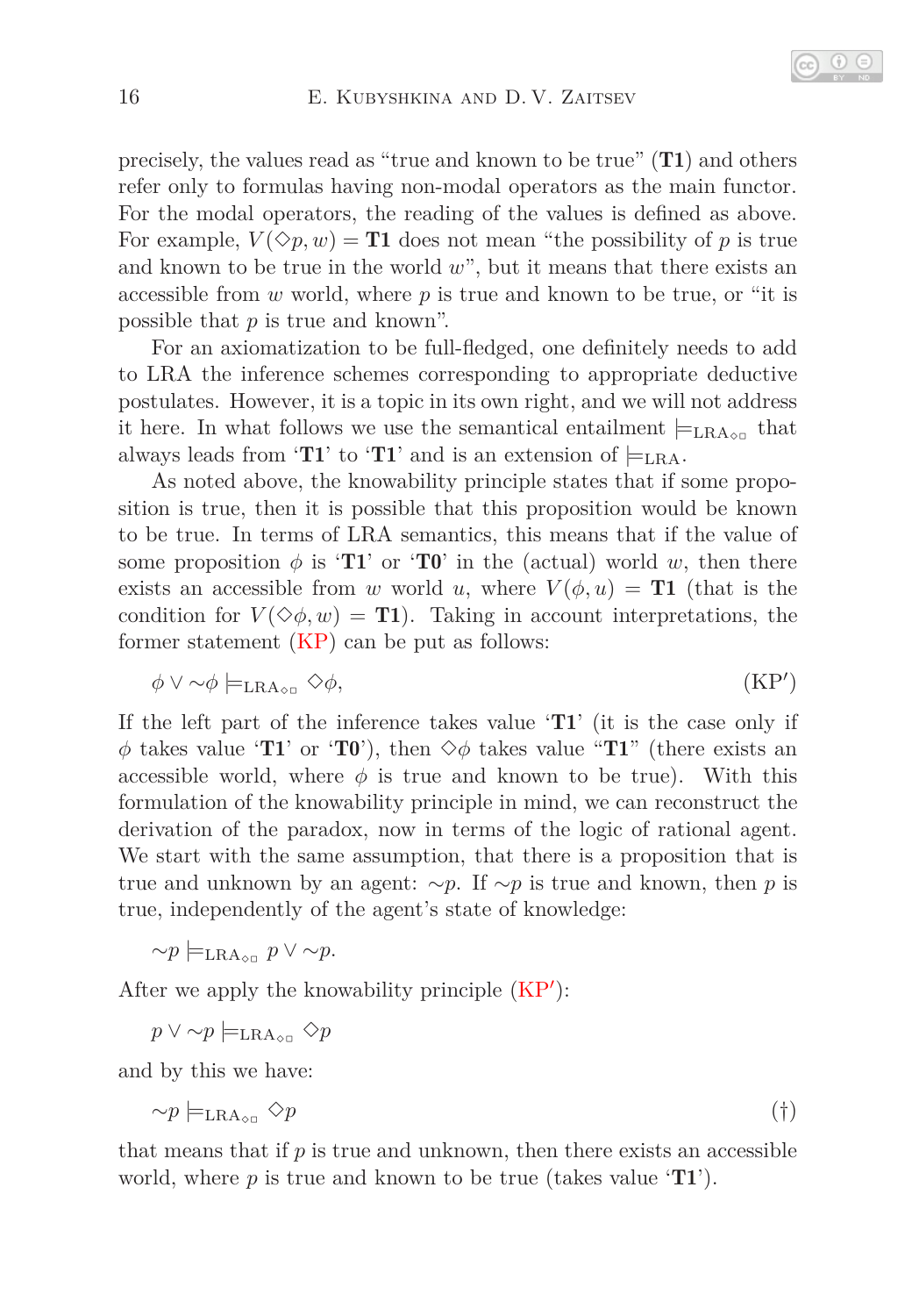precisely, the values read as "true and known to be true" (**T1**) and others refer only to formulas having non-modal operators as the main functor. For the modal operators, the reading of the values is defined as above. For example, $V(\Diamond p, w) = \mathbf{T1}$ does not mean "the possibility of $p$ is true and known to be true in the world $w$", but it means that there exists an accessible from $w$ world, where $p$ is true and known to be true, or "it is possible that $p$ is true and known".

For an axiomatization to be full-fledged, one definitely needs to add to LRA the inference schemes corresponding to appropriate deductive postulates. However, it is a topic in its own right, and we will not address it here. In what follows we use the semantical entailment $\models_{\mathrm{LRA}_{\Diamond\Box}}$ that always leads from '**T1**' to '**T1**' and is an extension of $\models_{\mathrm{LRA}}$.

As noted above, the knowability principle states that if some proposition is true, then it is possible that this proposition would be known to be true. In terms of LRA semantics, this means that if the value of some proposition $\phi$ is '**T1**' or '**T0**' in the (actual) world $w$, then there exists an accessible from $w$ world $u$, where $V(\phi, u) = \mathbf{T1}$ (that is the condition for $V(\Diamond\phi, w) = \mathbf{T1}$). Taking in account interpretations, the former statement (KP) can be put as follows:

$$\phi \vee {\sim}\phi \models_{\mathrm{LRA}_{\Diamond\Box}} \Diamond\phi, \tag{KP$'$}$$

If the left part of the inference takes value '**T1**' (it is the case only if $\phi$ takes value '**T1**' or '**T0**'), then $\Diamond\phi$ takes value "**T1**" (there exists an accessible world, where $\phi$ is true and known to be true). With this formulation of the knowability principle in mind, we can reconstruct the derivation of the paradox, now in terms of the logic of rational agent. We start with the same assumption, that there is a proposition that is true and unknown by an agent: ${\sim}p$. If ${\sim}p$ is true and known, then $p$ is true, independently of the agent's state of knowledge:

$${\sim}p \models_{\mathrm{LRA}_{\Diamond\Box}} p \vee {\sim}p.$$

After we apply the knowability principle (KP$'$):

$$p \vee {\sim}p \models_{\mathrm{LRA}_{\Diamond\Box}} \Diamond p$$

and by this we have:

$${\sim}p \models_{\mathrm{LRA}_{\Diamond\Box}} \Diamond p \tag{†}$$

that means that if $p$ is true and unknown, then there exists an accessible world, where $p$ is true and known to be true (takes value '**T1**').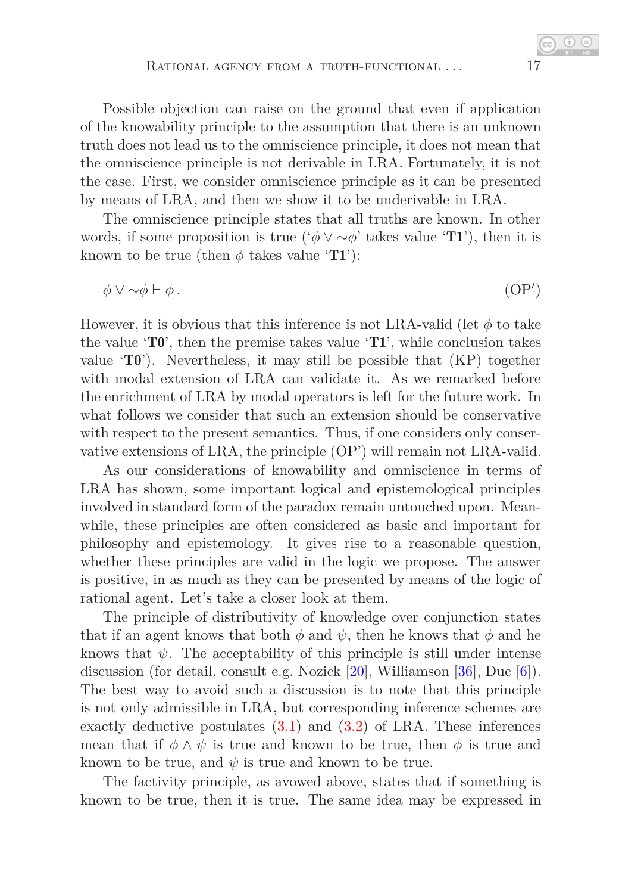Possible objection can raise on the ground that even if application of the knowability principle to the assumption that there is an unknown truth does not lead us to the omniscience principle, it does not mean that the omniscience principle is not derivable in LRA. Fortunately, it is not the case. First, we consider omniscience principle as it can be presented by means of LRA, and then we show it to be underivable in LRA.

The omniscience principle states that all truths are known. In other words, if some proposition is true ('$\phi \vee \sim\phi$' takes value '**T1**'), then it is known to be true (then $\phi$ takes value '**T1**'):

$$\phi \vee \sim\phi \vdash \phi\,. \tag{OP$'$}$$

However, it is obvious that this inference is not LRA-valid (let $\phi$ to take the value '**T0**', then the premise takes value '**T1**', while conclusion takes value '**T0**'). Nevertheless, it may still be possible that (KP) together with modal extension of LRA can validate it. As we remarked before the enrichment of LRA by modal operators is left for the future work. In what follows we consider that such an extension should be conservative with respect to the present semantics. Thus, if one considers only conservative extensions of LRA, the principle (OP') will remain not LRA-valid.

As our considerations of knowability and omniscience in terms of LRA has shown, some important logical and epistemological principles involved in standard form of the paradox remain untouched upon. Meanwhile, these principles are often considered as basic and important for philosophy and epistemology. It gives rise to a reasonable question, whether these principles are valid in the logic we propose. The answer is positive, in as much as they can be presented by means of the logic of rational agent. Let's take a closer look at them.

The principle of distributivity of knowledge over conjunction states that if an agent knows that both $\phi$ and $\psi$, then he knows that $\phi$ and he knows that $\psi$. The acceptability of this principle is still under intense discussion (for detail, consult e.g. Nozick [20], Williamson [36], Duc [6]). The best way to avoid such a discussion is to note that this principle is not only admissible in LRA, but corresponding inference schemes are exactly deductive postulates (3.1) and (3.2) of LRA. These inferences mean that if $\phi \wedge \psi$ is true and known to be true, then $\phi$ is true and known to be true, and $\psi$ is true and known to be true.

The factivity principle, as avowed above, states that if something is known to be true, then it is true. The same idea may be expressed in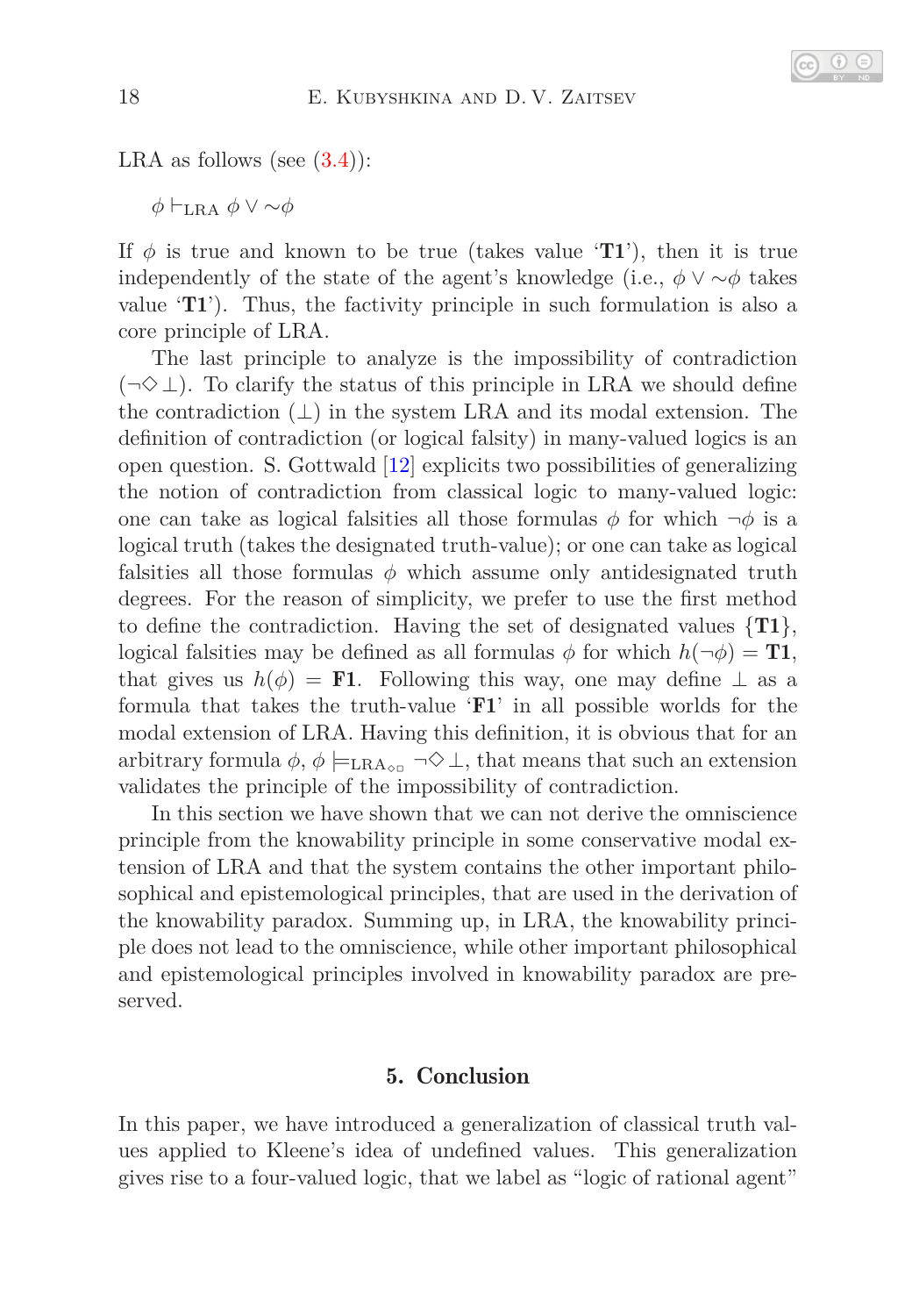LRA as follows (see (3.4)):

$\phi \vdash_{\mathrm{LRA}} \phi \vee \sim\phi$

If $\phi$ is true and known to be true (takes value '**T1**'), then it is true independently of the state of the agent's knowledge (i.e., $\phi \vee \sim\phi$ takes value '**T1**'). Thus, the factivity principle in such formulation is also a core principle of LRA.

The last principle to analyze is the impossibility of contradiction ($\neg\Diamond\bot$). To clarify the status of this principle in LRA we should define the contradiction ($\bot$) in the system LRA and its modal extension. The definition of contradiction (or logical falsity) in many-valued logics is an open question. S. Gottwald [12] explicits two possibilities of generalizing the notion of contradiction from classical logic to many-valued logic: one can take as logical falsities all those formulas $\phi$ for which $\neg\phi$ is a logical truth (takes the designated truth-value); or one can take as logical falsities all those formulas $\phi$ which assume only antidesignated truth degrees. For the reason of simplicity, we prefer to use the first method to define the contradiction. Having the set of designated values $\{\mathbf{T1}\}$, logical falsities may be defined as all formulas $\phi$ for which $h(\neg\phi) = \mathbf{T1}$, that gives us $h(\phi) = \mathbf{F1}$. Following this way, one may define $\bot$ as a formula that takes the truth-value '**F1**' in all possible worlds for the modal extension of LRA. Having this definition, it is obvious that for an arbitrary formula $\phi$, $\phi \models_{\mathrm{LRA}_{\Diamond\Box}} \neg\Diamond\bot$, that means that such an extension validates the principle of the impossibility of contradiction.

In this section we have shown that we can not derive the omniscience principle from the knowability principle in some conservative modal extension of LRA and that the system contains the other important philosophical and epistemological principles, that are used in the derivation of the knowability paradox. Summing up, in LRA, the knowability principle does not lead to the omniscience, while other important philosophical and epistemological principles involved in knowability paradox are preserved.

## 5. Conclusion

In this paper, we have introduced a generalization of classical truth values applied to Kleene's idea of undefined values. This generalization gives rise to a four-valued logic, that we label as "logic of rational agent"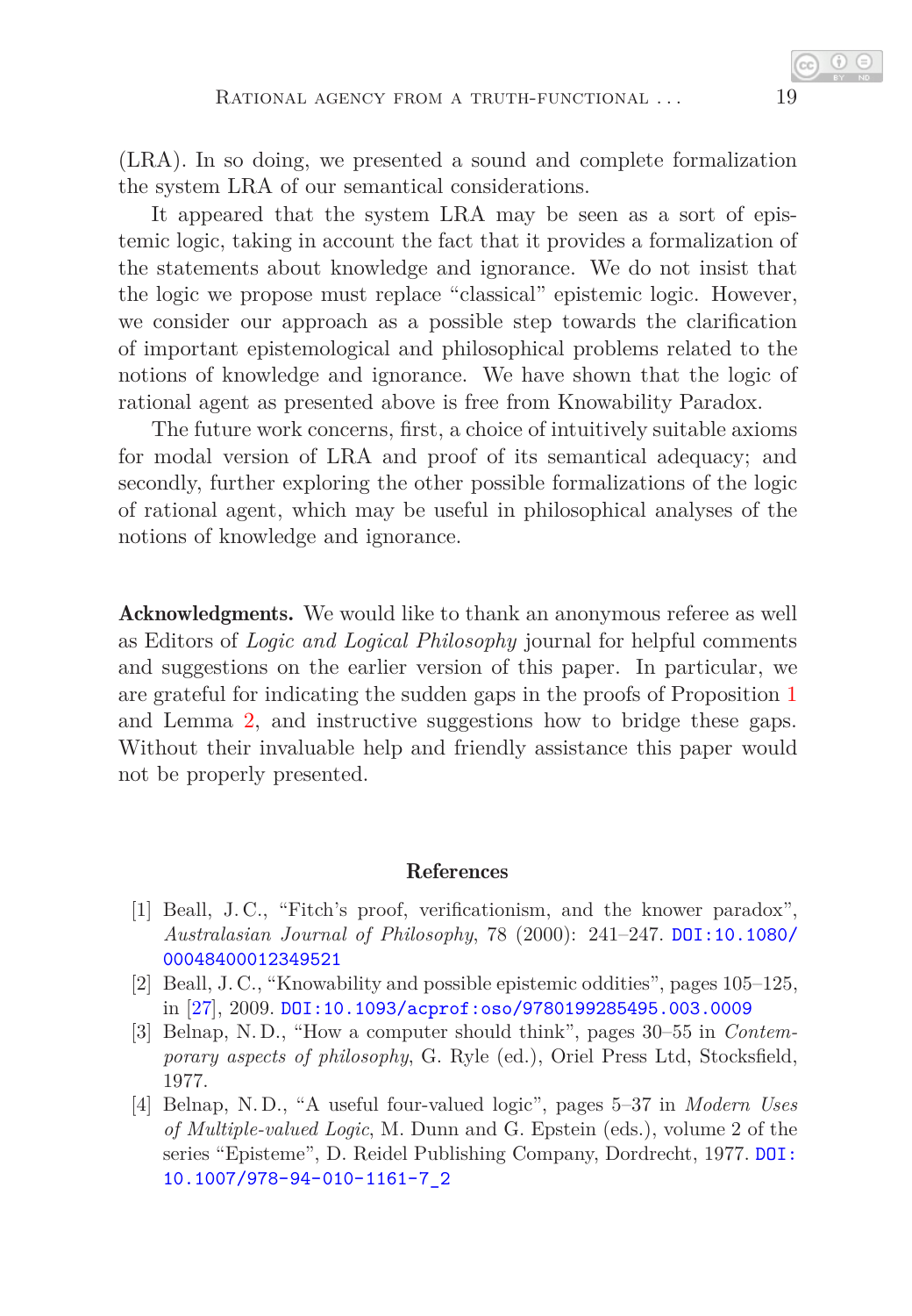(LRA). In so doing, we presented a sound and complete formalization the system LRA of our semantical considerations.

It appeared that the system LRA may be seen as a sort of epistemic logic, taking in account the fact that it provides a formalization of the statements about knowledge and ignorance. We do not insist that the logic we propose must replace "classical" epistemic logic. However, we consider our approach as a possible step towards the clarification of important epistemological and philosophical problems related to the notions of knowledge and ignorance. We have shown that the logic of rational agent as presented above is free from Knowability Paradox.

The future work concerns, first, a choice of intuitively suitable axioms for modal version of LRA and proof of its semantical adequacy; and secondly, further exploring the other possible formalizations of the logic of rational agent, which may be useful in philosophical analyses of the notions of knowledge and ignorance.

**Acknowledgments.** We would like to thank an anonymous referee as well as Editors of *Logic and Logical Philosophy* journal for helpful comments and suggestions on the earlier version of this paper. In particular, we are grateful for indicating the sudden gaps in the proofs of Proposition 1 and Lemma 2, and instructive suggestions how to bridge these gaps. Without their invaluable help and friendly assistance this paper would not be properly presented.

## References

[1] Beall, J. C., "Fitch's proof, verificationism, and the knower paradox", *Australasian Journal of Philosophy*, 78 (2000): 241–247. DOI:10.1080/00048400012349521

[2] Beall, J. C., "Knowability and possible epistemic oddities", pages 105–125, in [27], 2009. DOI:10.1093/acprof:oso/9780199285495.003.0009

[3] Belnap, N. D., "How a computer should think", pages 30–55 in *Contemporary aspects of philosophy*, G. Ryle (ed.), Oriel Press Ltd, Stocksfield, 1977.

[4] Belnap, N. D., "A useful four-valued logic", pages 5–37 in *Modern Uses of Multiple-valued Logic*, M. Dunn and G. Epstein (eds.), volume 2 of the series "Episteme", D. Reidel Publishing Company, Dordrecht, 1977. DOI:10.1007/978-94-010-1161-7_2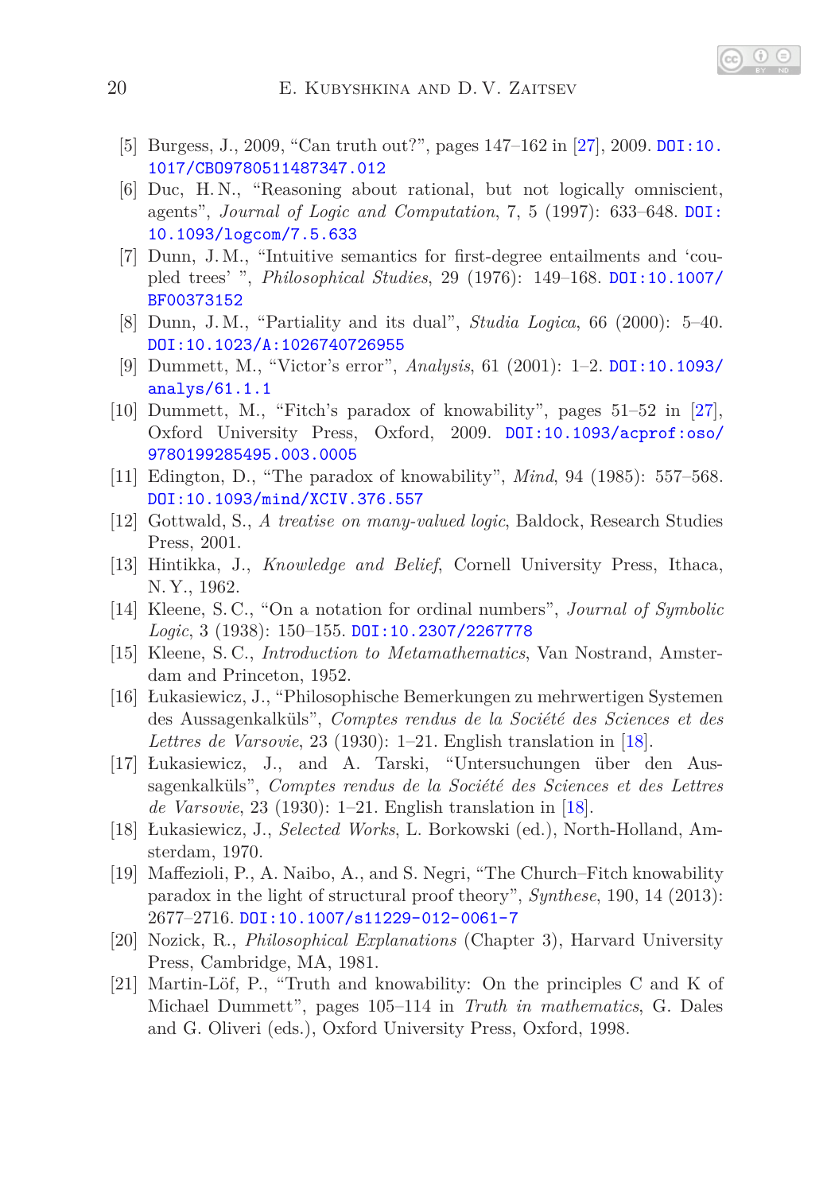[5] Burgess, J., 2009, "Can truth out?", pages 147–162 in [27], 2009. DOI:10.1017/CBO9780511487347.012

[6] Duc, H. N., "Reasoning about rational, but not logically omniscient, agents", *Journal of Logic and Computation*, 7, 5 (1997): 633–648. DOI:10.1093/logcom/7.5.633

[7] Dunn, J. M., "Intuitive semantics for first-degree entailments and 'coupled trees' ", *Philosophical Studies*, 29 (1976): 149–168. DOI:10.1007/BF00373152

[8] Dunn, J. M., "Partiality and its dual", *Studia Logica*, 66 (2000): 5–40. DOI:10.1023/A:1026740726955

[9] Dummett, M., "Victor's error", *Analysis*, 61 (2001): 1–2. DOI:10.1093/analys/61.1.1

[10] Dummett, M., "Fitch's paradox of knowability", pages 51–52 in [27], Oxford University Press, Oxford, 2009. DOI:10.1093/acprof:oso/9780199285495.003.0005

[11] Edington, D., "The paradox of knowability", *Mind*, 94 (1985): 557–568. DOI:10.1093/mind/XCIV.376.557

[12] Gottwald, S., *A treatise on many-valued logic*, Baldock, Research Studies Press, 2001.

[13] Hintikka, J., *Knowledge and Belief*, Cornell University Press, Ithaca, N. Y., 1962.

[14] Kleene, S. C., "On a notation for ordinal numbers", *Journal of Symbolic Logic*, 3 (1938): 150–155. DOI:10.2307/2267778

[15] Kleene, S. C., *Introduction to Metamathematics*, Van Nostrand, Amsterdam and Princeton, 1952.

[16] Łukasiewicz, J., "Philosophische Bemerkungen zu mehrwertigen Systemen des Aussagenkalküls", *Comptes rendus de la Société des Sciences et des Lettres de Varsovie*, 23 (1930): 1–21. English translation in [18].

[17] Łukasiewicz, J., and A. Tarski, "Untersuchungen über den Aussagenkalküls", *Comptes rendus de la Société des Sciences et des Lettres de Varsovie*, 23 (1930): 1–21. English translation in [18].

[18] Łukasiewicz, J., *Selected Works*, L. Borkowski (ed.), North-Holland, Amsterdam, 1970.

[19] Maffezioli, P., A. Naibo, A., and S. Negri, "The Church–Fitch knowability paradox in the light of structural proof theory", *Synthese*, 190, 14 (2013): 2677–2716. DOI:10.1007/s11229-012-0061-7

[20] Nozick, R., *Philosophical Explanations* (Chapter 3), Harvard University Press, Cambridge, MA, 1981.

[21] Martin-Löf, P., "Truth and knowability: On the principles C and K of Michael Dummett", pages 105–114 in *Truth in mathematics*, G. Dales and G. Oliveri (eds.), Oxford University Press, Oxford, 1998.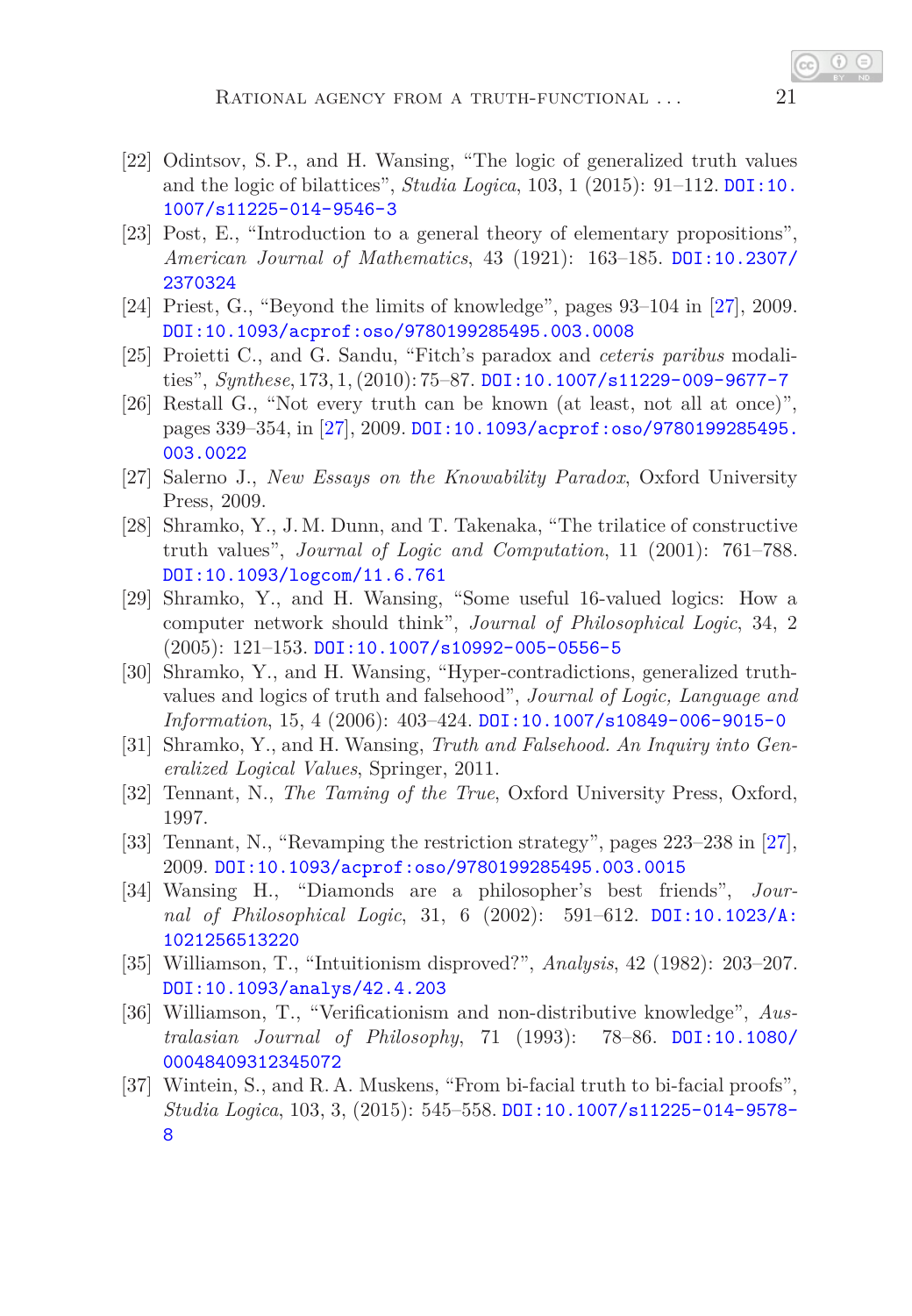[22] Odintsov, S. P., and H. Wansing, "The logic of generalized truth values and the logic of bilattices", *Studia Logica*, 103, 1 (2015): 91–112. DOI:10.1007/s11225-014-9546-3

[23] Post, E., "Introduction to a general theory of elementary propositions", *American Journal of Mathematics*, 43 (1921): 163–185. DOI:10.2307/2370324

[24] Priest, G., "Beyond the limits of knowledge", pages 93–104 in [27], 2009. DOI:10.1093/acprof:oso/9780199285495.003.0008

[25] Proietti C., and G. Sandu, "Fitch's paradox and *ceteris paribus* modalities", *Synthese*, 173, 1, (2010): 75–87. DOI:10.1007/s11229-009-9677-7

[26] Restall G., "Not every truth can be known (at least, not all at once)", pages 339–354, in [27], 2009. DOI:10.1093/acprof:oso/9780199285495.003.0022

[27] Salerno J., *New Essays on the Knowability Paradox*, Oxford University Press, 2009.

[28] Shramko, Y., J. M. Dunn, and T. Takenaka, "The trilatice of constructive truth values", *Journal of Logic and Computation*, 11 (2001): 761–788. DOI:10.1093/logcom/11.6.761

[29] Shramko, Y., and H. Wansing, "Some useful 16-valued logics: How a computer network should think", *Journal of Philosophical Logic*, 34, 2 (2005): 121–153. DOI:10.1007/s10992-005-0556-5

[30] Shramko, Y., and H. Wansing, "Hyper-contradictions, generalized truth-values and logics of truth and falsehood", *Journal of Logic, Language and Information*, 15, 4 (2006): 403–424. DOI:10.1007/s10849-006-9015-0

[31] Shramko, Y., and H. Wansing, *Truth and Falsehood. An Inquiry into Generalized Logical Values*, Springer, 2011.

[32] Tennant, N., *The Taming of the True*, Oxford University Press, Oxford, 1997.

[33] Tennant, N., "Revamping the restriction strategy", pages 223–238 in [27], 2009. DOI:10.1093/acprof:oso/9780199285495.003.0015

[34] Wansing H., "Diamonds are a philosopher's best friends", *Journal of Philosophical Logic*, 31, 6 (2002): 591–612. DOI:10.1023/A:1021256513220

[35] Williamson, T., "Intuitionism disproved?", *Analysis*, 42 (1982): 203–207. DOI:10.1093/analys/42.4.203

[36] Williamson, T., "Verificationism and non-distributive knowledge", *Australasian Journal of Philosophy*, 71 (1993): 78–86. DOI:10.1080/00048409312345072

[37] Wintein, S., and R. A. Muskens, "From bi-facial truth to bi-facial proofs", *Studia Logica*, 103, 3, (2015): 545–558. DOI:10.1007/s11225-014-9578-8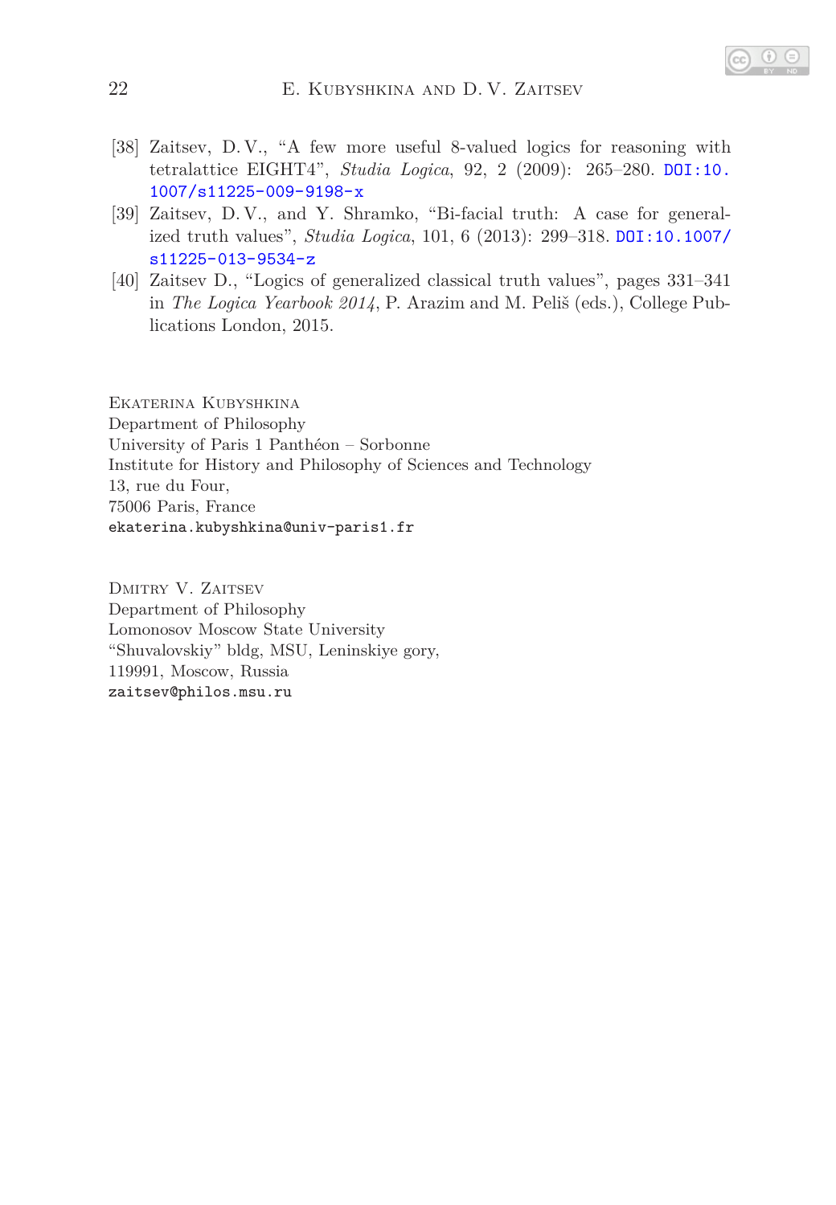[38] Zaitsev, D. V., "A few more useful 8-valued logics for reasoning with tetralattice EIGHT4", *Studia Logica*, 92, 2 (2009): 265–280. DOI:10.1007/s11225-009-9198-x

[39] Zaitsev, D. V., and Y. Shramko, "Bi-facial truth: A case for generalized truth values", *Studia Logica*, 101, 6 (2013): 299–318. DOI:10.1007/s11225-013-9534-z

[40] Zaitsev D., "Logics of generalized classical truth values", pages 331–341 in *The Logica Yearbook 2014*, P. Arazim and M. Peliš (eds.), College Publications London, 2015.

Ekaterina Kubyshkina
Department of Philosophy
University of Paris 1 Panthéon – Sorbonne
Institute for History and Philosophy of Sciences and Technology
13, rue du Four,
75006 Paris, France
ekaterina.kubyshkina@univ-paris1.fr

Dmitry V. Zaitsev
Department of Philosophy
Lomonosov Moscow State University
"Shuvalovskiy" bldg, MSU, Leninskiye gory,
119991, Moscow, Russia
zaitsev@philos.msu.ru